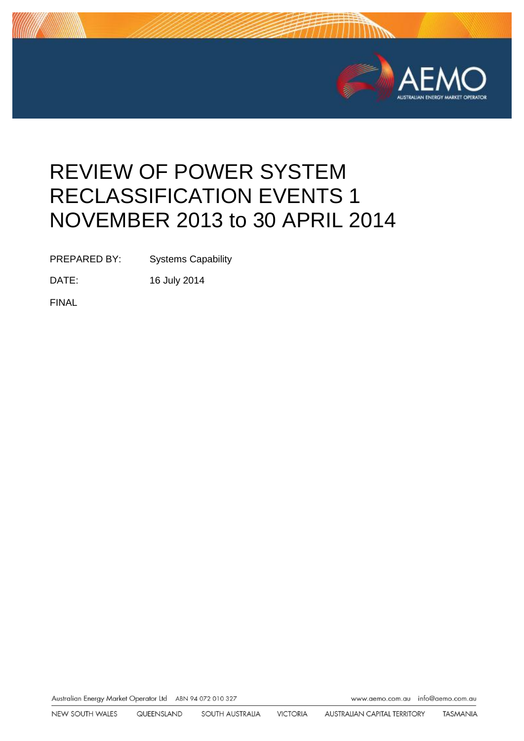# REVIEW OF POWER SYSTEM RECLASSIFICATION EVENTS 1 NOVEMBER 2013 to 30 APRIL 2014

PREPARED BY: Systems Capability

DATE: 16 July 2014

FINAL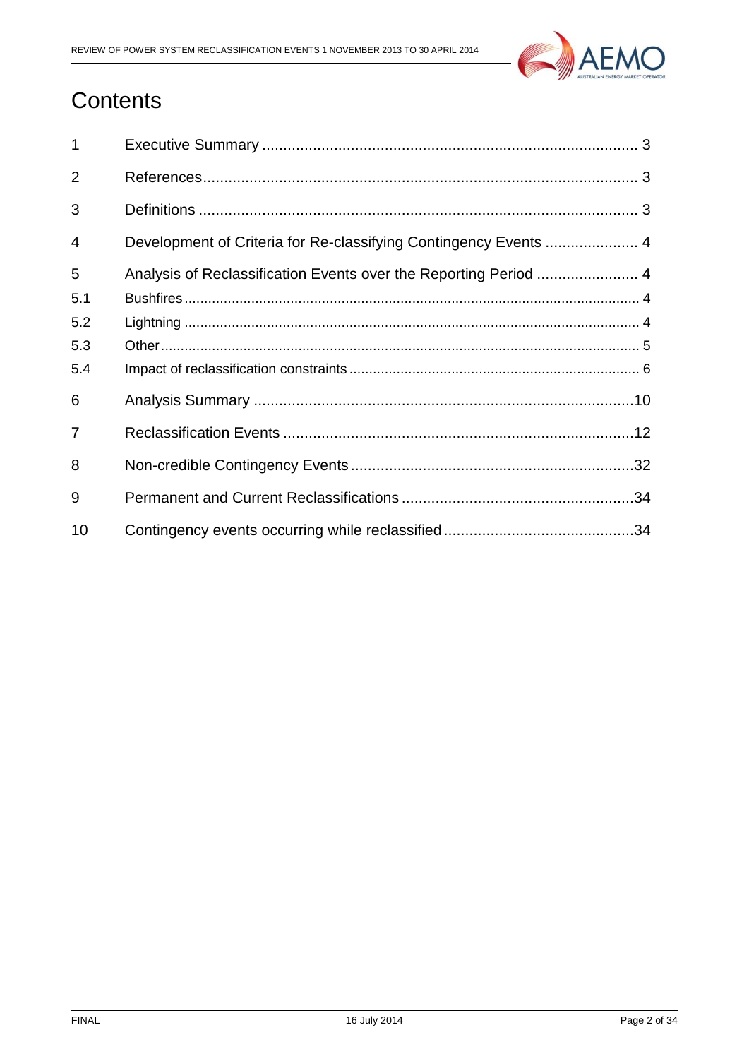# Contents

| | | |
|---|---|---|
| 1 | Executive Summary | 3 |
| 2 | References | 3 |
| 3 | Definitions | 3 |
| 4 | Development of Criteria for Re-classifying Contingency Events | 4 |
| 5 | Analysis of Reclassification Events over the Reporting Period | 4 |
| 5.1 | Bushfires | 4 |
| 5.2 | Lightning | 4 |
| 5.3 | Other | 5 |
| 5.4 | Impact of reclassification constraints | 6 |
| 6 | Analysis Summary | 10 |
| 7 | Reclassification Events | 12 |
| 8 | Non-credible Contingency Events | 32 |
| 9 | Permanent and Current Reclassifications | 34 |
| 10 | Contingency events occurring while reclassified | 34 |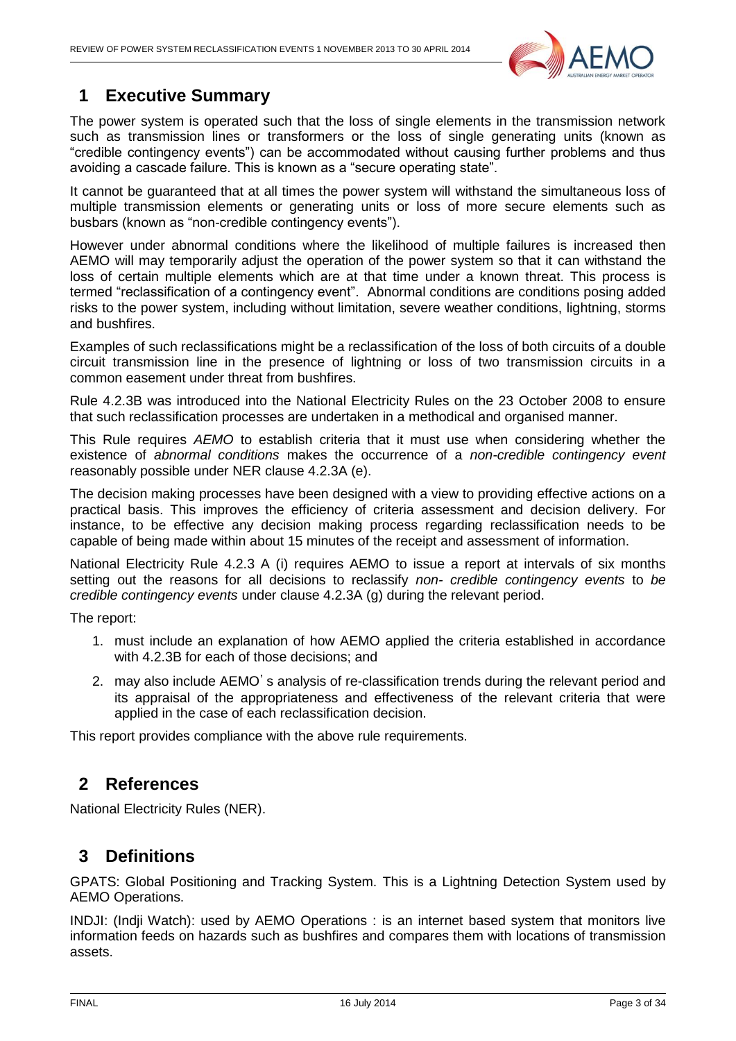# 1 Executive Summary

The power system is operated such that the loss of single elements in the transmission network such as transmission lines or transformers or the loss of single generating units (known as "credible contingency events") can be accommodated without causing further problems and thus avoiding a cascade failure. This is known as a "secure operating state".

It cannot be guaranteed that at all times the power system will withstand the simultaneous loss of multiple transmission elements or generating units or loss of more secure elements such as busbars (known as "non-credible contingency events").

However under abnormal conditions where the likelihood of multiple failures is increased then AEMO will may temporarily adjust the operation of the power system so that it can withstand the loss of certain multiple elements which are at that time under a known threat. This process is termed "reclassification of a contingency event". Abnormal conditions are conditions posing added risks to the power system, including without limitation, severe weather conditions, lightning, storms and bushfires.

Examples of such reclassifications might be a reclassification of the loss of both circuits of a double circuit transmission line in the presence of lightning or loss of two transmission circuits in a common easement under threat from bushfires.

Rule 4.2.3B was introduced into the National Electricity Rules on the 23 October 2008 to ensure that such reclassification processes are undertaken in a methodical and organised manner.

This Rule requires *AEMO* to establish criteria that it must use when considering whether the existence of *abnormal conditions* makes the occurrence of a *non-credible contingency event* reasonably possible under NER clause 4.2.3A (e).

The decision making processes have been designed with a view to providing effective actions on a practical basis. This improves the efficiency of criteria assessment and decision delivery. For instance, to be effective any decision making process regarding reclassification needs to be capable of being made within about 15 minutes of the receipt and assessment of information.

National Electricity Rule 4.2.3 A (i) requires AEMO to issue a report at intervals of six months setting out the reasons for all decisions to reclassify *non- credible contingency events* to *be credible contingency events* under clause 4.2.3A (g) during the relevant period.

The report:

1. must include an explanation of how AEMO applied the criteria established in accordance with 4.2.3B for each of those decisions; and
2. may also include AEMO's analysis of re-classification trends during the relevant period and its appraisal of the appropriateness and effectiveness of the relevant criteria that were applied in the case of each reclassification decision.

This report provides compliance with the above rule requirements.

# 2 References

National Electricity Rules (NER).

# 3 Definitions

GPATS: Global Positioning and Tracking System. This is a Lightning Detection System used by AEMO Operations.

INDJI: (Indji Watch): used by AEMO Operations : is an internet based system that monitors live information feeds on hazards such as bushfires and compares them with locations of transmission assets.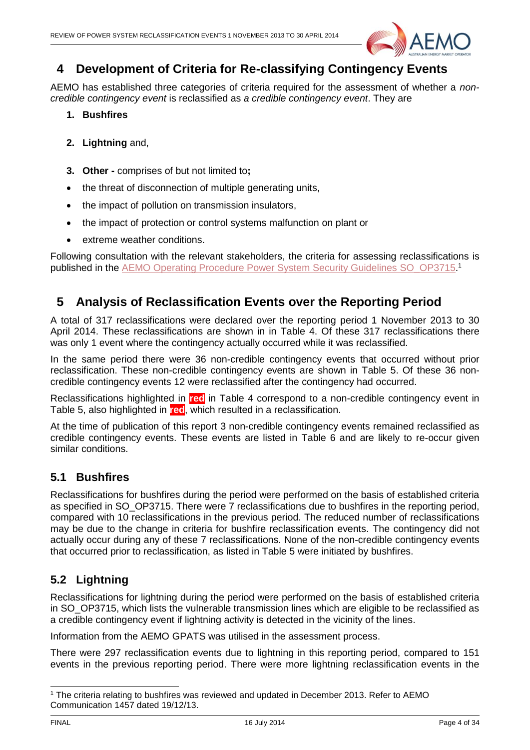# 4 Development of Criteria for Re-classifying Contingency Events

AEMO has established three categories of criteria required for the assessment of whether a *non-credible contingency event* is reclassified as *a credible contingency event*. They are

1. **Bushfires**

2. **Lightning** and,

3. **Other -** comprises of but not limited to**;**

- the threat of disconnection of multiple generating units,
- the impact of pollution on transmission insulators,
- the impact of protection or control systems malfunction on plant or
- extreme weather conditions.

Following consultation with the relevant stakeholders, the criteria for assessing reclassifications is published in the AEMO Operating Procedure Power System Security Guidelines SO_OP3715.[1]

# 5 Analysis of Reclassification Events over the Reporting Period

A total of 317 reclassifications were declared over the reporting period 1 November 2013 to 30 April 2014. These reclassifications are shown in in Table 4. Of these 317 reclassifications there was only 1 event where the contingency actually occurred while it was reclassified.

In the same period there were 36 non-credible contingency events that occurred without prior reclassification. These non-credible contingency events are shown in Table 5. Of these 36 non-credible contingency events 12 were reclassified after the contingency had occurred.

Reclassifications highlighted in **red** in Table 4 correspond to a non-credible contingency event in Table 5, also highlighted in **red**, which resulted in a reclassification.

At the time of publication of this report 3 non-credible contingency events remained reclassified as credible contingency events. These events are listed in Table 6 and are likely to re-occur given similar conditions.

## 5.1 Bushfires

Reclassifications for bushfires during the period were performed on the basis of established criteria as specified in SO_OP3715. There were 7 reclassifications due to bushfires in the reporting period, compared with 10 reclassifications in the previous period. The reduced number of reclassifications may be due to the change in criteria for bushfire reclassification events. The contingency did not actually occur during any of these 7 reclassifications. None of the non-credible contingency events that occurred prior to reclassification, as listed in Table 5 were initiated by bushfires.

## 5.2 Lightning

Reclassifications for lightning during the period were performed on the basis of established criteria in SO_OP3715, which lists the vulnerable transmission lines which are eligible to be reclassified as a credible contingency event if lightning activity is detected in the vicinity of the lines.

Information from the AEMO GPATS was utilised in the assessment process.

There were 297 reclassification events due to lightning in this reporting period, compared to 151 events in the previous reporting period. There were more lightning reclassification events in the

[1] The criteria relating to bushfires was reviewed and updated in December 2013. Refer to AEMO Communication 1457 dated 19/12/13.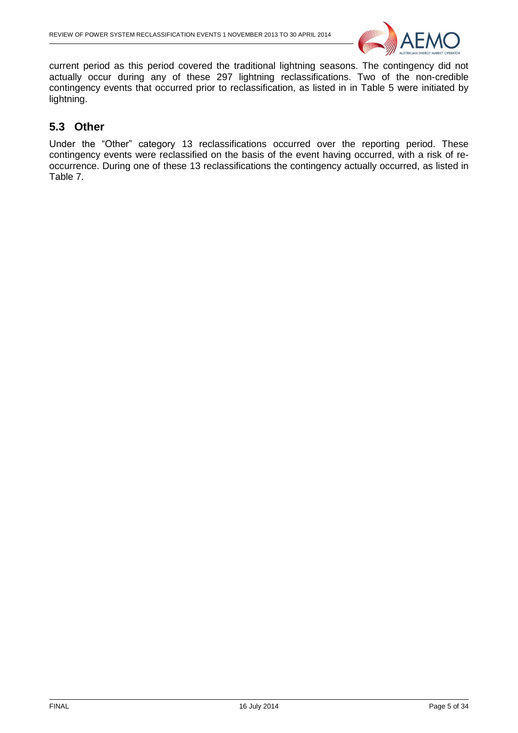current period as this period covered the traditional lightning seasons. The contingency did not actually occur during any of these 297 lightning reclassifications. Two of the non-credible contingency events that occurred prior to reclassification, as listed in in Table 5 were initiated by lightning.

## 5.3 Other

Under the "Other" category 13 reclassifications occurred over the reporting period. These contingency events were reclassified on the basis of the event having occurred, with a risk of re-occurrence. During one of these 13 reclassifications the contingency actually occurred, as listed in Table 7.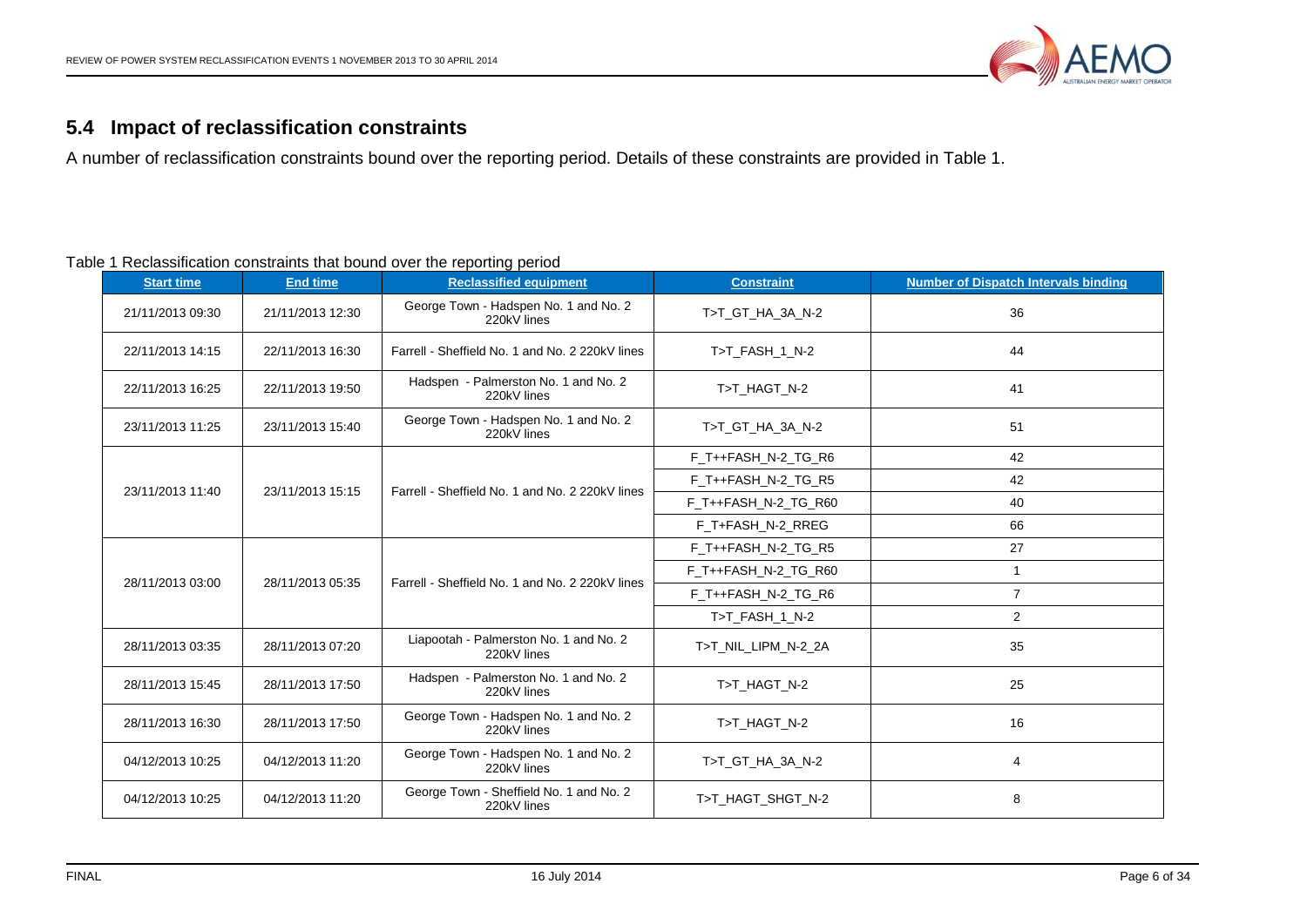## 5.4 Impact of reclassification constraints

A number of reclassification constraints bound over the reporting period. Details of these constraints are provided in Table 1.

Table 1 Reclassification constraints that bound over the reporting period

| Start time | End time | Reclassified equipment | Constraint | Number of Dispatch Intervals binding |
|---|---|---|---|---|
| 21/11/2013 09:30 | 21/11/2013 12:30 | George Town - Hadspen No. 1 and No. 2 220kV lines | T>T_GT_HA_3A_N-2 | 36 |
| 22/11/2013 14:15 | 22/11/2013 16:30 | Farrell - Sheffield No. 1 and No. 2 220kV lines | T>T_FASH_1_N-2 | 44 |
| 22/11/2013 16:25 | 22/11/2013 19:50 | Hadspen - Palmerston No. 1 and No. 2 220kV lines | T>T_HAGT_N-2 | 41 |
| 23/11/2013 11:25 | 23/11/2013 15:40 | George Town - Hadspen No. 1 and No. 2 220kV lines | T>T_GT_HA_3A_N-2 | 51 |
| 23/11/2013 11:40 | 23/11/2013 15:15 | Farrell - Sheffield No. 1 and No. 2 220kV lines | F_T++FASH_N-2_TG_R6 | 42 |
| | | | F_T++FASH_N-2_TG_R5 | 42 |
| | | | F_T++FASH_N-2_TG_R60 | 40 |
| | | | F_T+FASH_N-2_RREG | 66 |
| 28/11/2013 03:00 | 28/11/2013 05:35 | Farrell - Sheffield No. 1 and No. 2 220kV lines | F_T++FASH_N-2_TG_R5 | 27 |
| | | | F_T++FASH_N-2_TG_R60 | 1 |
| | | | F_T++FASH_N-2_TG_R6 | 7 |
| | | | T>T_FASH_1_N-2 | 2 |
| 28/11/2013 03:35 | 28/11/2013 07:20 | Liapootah - Palmerston No. 1 and No. 2 220kV lines | T>T_NIL_LIPM_N-2_2A | 35 |
| 28/11/2013 15:45 | 28/11/2013 17:50 | Hadspen - Palmerston No. 1 and No. 2 220kV lines | T>T_HAGT_N-2 | 25 |
| 28/11/2013 16:30 | 28/11/2013 17:50 | George Town - Hadspen No. 1 and No. 2 220kV lines | T>T_HAGT_N-2 | 16 |
| 04/12/2013 10:25 | 04/12/2013 11:20 | George Town - Hadspen No. 1 and No. 2 220kV lines | T>T_GT_HA_3A_N-2 | 4 |
| 04/12/2013 10:25 | 04/12/2013 11:20 | George Town - Sheffield No. 1 and No. 2 220kV lines | T>T_HAGT_SHGT_N-2 | 8 |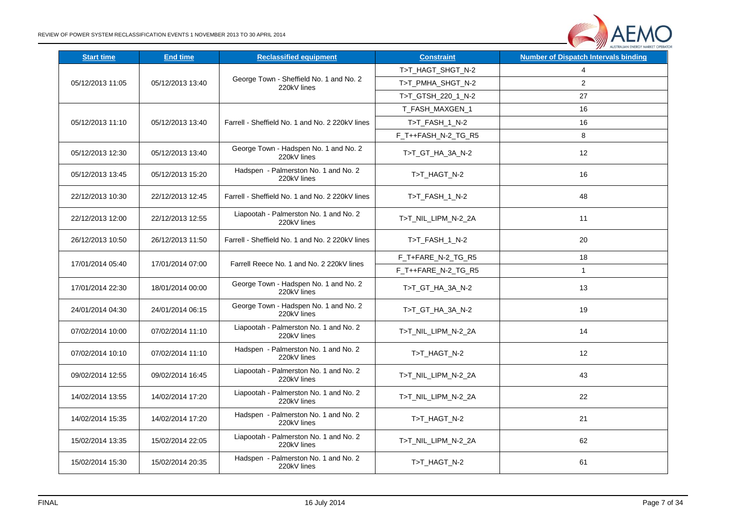| Start time | End time | Reclassified equipment | Constraint | Number of Dispatch Intervals binding |
|---|---|---|---|---|
| 05/12/2013 11:05 | 05/12/2013 13:40 | George Town - Sheffield No. 1 and No. 2 220kV lines | T>T_HAGT_SHGT_N-2 | 4 |
| | | | T>T_PMHA_SHGT_N-2 | 2 |
| | | | T>T_GTSH_220_1_N-2 | 27 |
| 05/12/2013 11:10 | 05/12/2013 13:40 | Farrell - Sheffield No. 1 and No. 2 220kV lines | T_FASH_MAXGEN_1 | 16 |
| | | | T>T_FASH_1_N-2 | 16 |
| | | | F_T++FASH_N-2_TG_R5 | 8 |
| 05/12/2013 12:30 | 05/12/2013 13:40 | George Town - Hadspen No. 1 and No. 2 220kV lines | T>T_GT_HA_3A_N-2 | 12 |
| 05/12/2013 13:45 | 05/12/2013 15:20 | Hadspen - Palmerston No. 1 and No. 2 220kV lines | T>T_HAGT_N-2 | 16 |
| 22/12/2013 10:30 | 22/12/2013 12:45 | Farrell - Sheffield No. 1 and No. 2 220kV lines | T>T_FASH_1_N-2 | 48 |
| 22/12/2013 12:00 | 22/12/2013 12:55 | Liapootah - Palmerston No. 1 and No. 2 220kV lines | T>T_NIL_LIPM_N-2_2A | 11 |
| 26/12/2013 10:50 | 26/12/2013 11:50 | Farrell - Sheffield No. 1 and No. 2 220kV lines | T>T_FASH_1_N-2 | 20 |
| 17/01/2014 05:40 | 17/01/2014 07:00 | Farrell Reece No. 1 and No. 2 220kV lines | F_T+FARE_N-2_TG_R5 | 18 |
| | | | F_T++FARE_N-2_TG_R5 | 1 |
| 17/01/2014 22:30 | 18/01/2014 00:00 | George Town - Hadspen No. 1 and No. 2 220kV lines | T>T_GT_HA_3A_N-2 | 13 |
| 24/01/2014 04:30 | 24/01/2014 06:15 | George Town - Hadspen No. 1 and No. 2 220kV lines | T>T_GT_HA_3A_N-2 | 19 |
| 07/02/2014 10:00 | 07/02/2014 11:10 | Liapootah - Palmerston No. 1 and No. 2 220kV lines | T>T_NIL_LIPM_N-2_2A | 14 |
| 07/02/2014 10:10 | 07/02/2014 11:10 | Hadspen - Palmerston No. 1 and No. 2 220kV lines | T>T_HAGT_N-2 | 12 |
| 09/02/2014 12:55 | 09/02/2014 16:45 | Liapootah - Palmerston No. 1 and No. 2 220kV lines | T>T_NIL_LIPM_N-2_2A | 43 |
| 14/02/2014 13:55 | 14/02/2014 17:20 | Liapootah - Palmerston No. 1 and No. 2 220kV lines | T>T_NIL_LIPM_N-2_2A | 22 |
| 14/02/2014 15:35 | 14/02/2014 17:20 | Hadspen - Palmerston No. 1 and No. 2 220kV lines | T>T_HAGT_N-2 | 21 |
| 15/02/2014 13:35 | 15/02/2014 22:05 | Liapootah - Palmerston No. 1 and No. 2 220kV lines | T>T_NIL_LIPM_N-2_2A | 62 |
| 15/02/2014 15:30 | 15/02/2014 20:35 | Hadspen - Palmerston No. 1 and No. 2 220kV lines | T>T_HAGT_N-2 | 61 |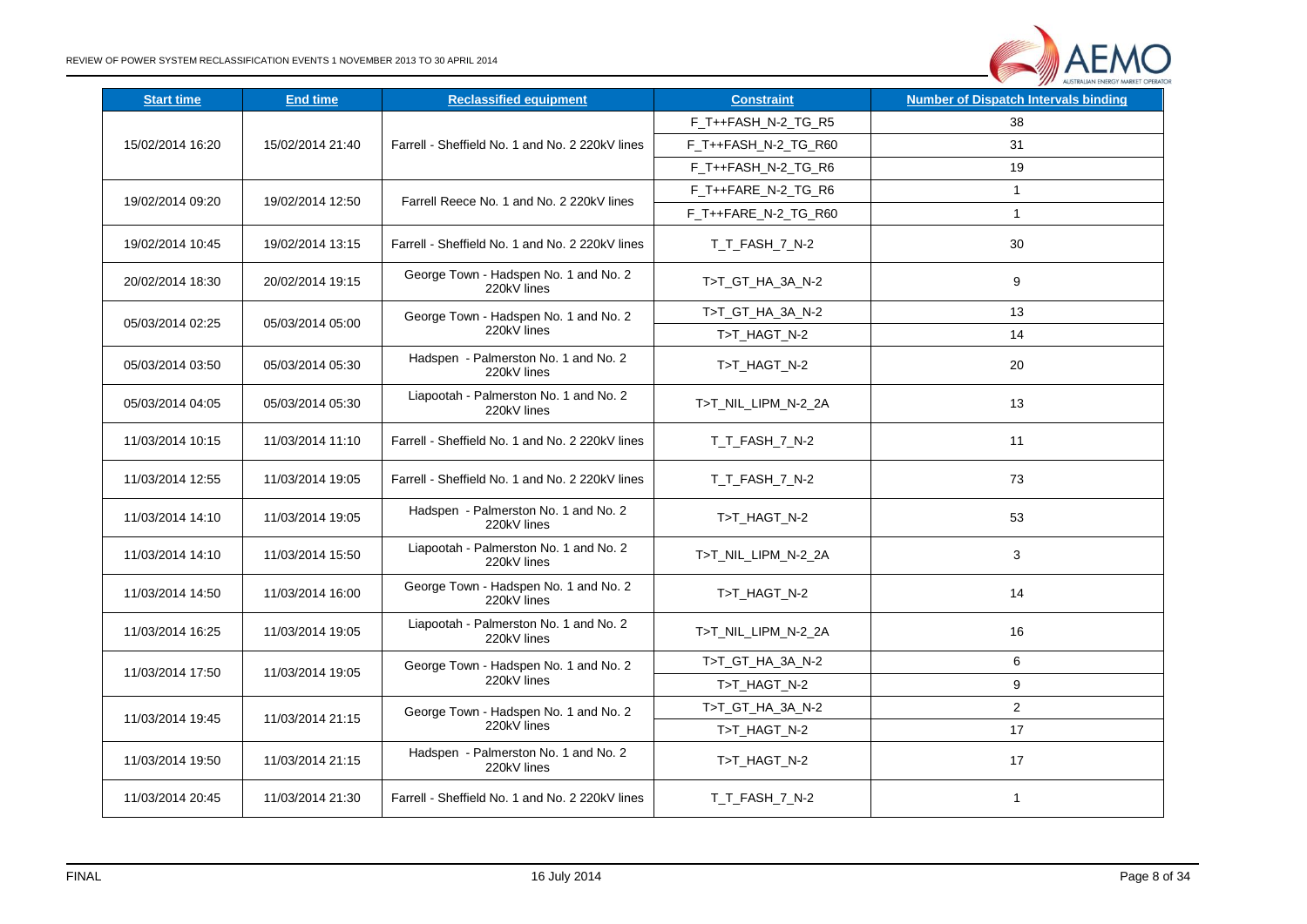| Start time | End time | Reclassified equipment | Constraint | Number of Dispatch Intervals binding |
|---|---|---|---|---|
| 15/02/2014 16:20 | 15/02/2014 21:40 | Farrell - Sheffield No. 1 and No. 2 220kV lines | F_T++FASH_N-2_TG_R5 | 38 |
| | | | F_T++FASH_N-2_TG_R60 | 31 |
| | | | F_T++FASH_N-2_TG_R6 | 19 |
| 19/02/2014 09:20 | 19/02/2014 12:50 | Farrell Reece No. 1 and No. 2 220kV lines | F_T++FARE_N-2_TG_R6 | 1 |
| | | | F_T++FARE_N-2_TG_R60 | 1 |
| 19/02/2014 10:45 | 19/02/2014 13:15 | Farrell - Sheffield No. 1 and No. 2 220kV lines | T_T_FASH_7_N-2 | 30 |
| 20/02/2014 18:30 | 20/02/2014 19:15 | George Town - Hadspen No. 1 and No. 2 220kV lines | T>T_GT_HA_3A_N-2 | 9 |
| 05/03/2014 02:25 | 05/03/2014 05:00 | George Town - Hadspen No. 1 and No. 2 220kV lines | T>T_GT_HA_3A_N-2 | 13 |
| | | | T>T_HAGT_N-2 | 14 |
| 05/03/2014 03:50 | 05/03/2014 05:30 | Hadspen - Palmerston No. 1 and No. 2 220kV lines | T>T_HAGT_N-2 | 20 |
| 05/03/2014 04:05 | 05/03/2014 05:30 | Liapootah - Palmerston No. 1 and No. 2 220kV lines | T>T_NIL_LIPM_N-2_2A | 13 |
| 11/03/2014 10:15 | 11/03/2014 11:10 | Farrell - Sheffield No. 1 and No. 2 220kV lines | T_T_FASH_7_N-2 | 11 |
| 11/03/2014 12:55 | 11/03/2014 19:05 | Farrell - Sheffield No. 1 and No. 2 220kV lines | T_T_FASH_7_N-2 | 73 |
| 11/03/2014 14:10 | 11/03/2014 19:05 | Hadspen - Palmerston No. 1 and No. 2 220kV lines | T>T_HAGT_N-2 | 53 |
| 11/03/2014 14:10 | 11/03/2014 15:50 | Liapootah - Palmerston No. 1 and No. 2 220kV lines | T>T_NIL_LIPM_N-2_2A | 3 |
| 11/03/2014 14:50 | 11/03/2014 16:00 | George Town - Hadspen No. 1 and No. 2 220kV lines | T>T_HAGT_N-2 | 14 |
| 11/03/2014 16:25 | 11/03/2014 19:05 | Liapootah - Palmerston No. 1 and No. 2 220kV lines | T>T_NIL_LIPM_N-2_2A | 16 |
| 11/03/2014 17:50 | 11/03/2014 19:05 | George Town - Hadspen No. 1 and No. 2 220kV lines | T>T_GT_HA_3A_N-2 | 6 |
| | | | T>T_HAGT_N-2 | 9 |
| 11/03/2014 19:45 | 11/03/2014 21:15 | George Town - Hadspen No. 1 and No. 2 220kV lines | T>T_GT_HA_3A_N-2 | 2 |
| | | | T>T_HAGT_N-2 | 17 |
| 11/03/2014 19:50 | 11/03/2014 21:15 | Hadspen - Palmerston No. 1 and No. 2 220kV lines | T>T_HAGT_N-2 | 17 |
| 11/03/2014 20:45 | 11/03/2014 21:30 | Farrell - Sheffield No. 1 and No. 2 220kV lines | T_T_FASH_7_N-2 | 1 |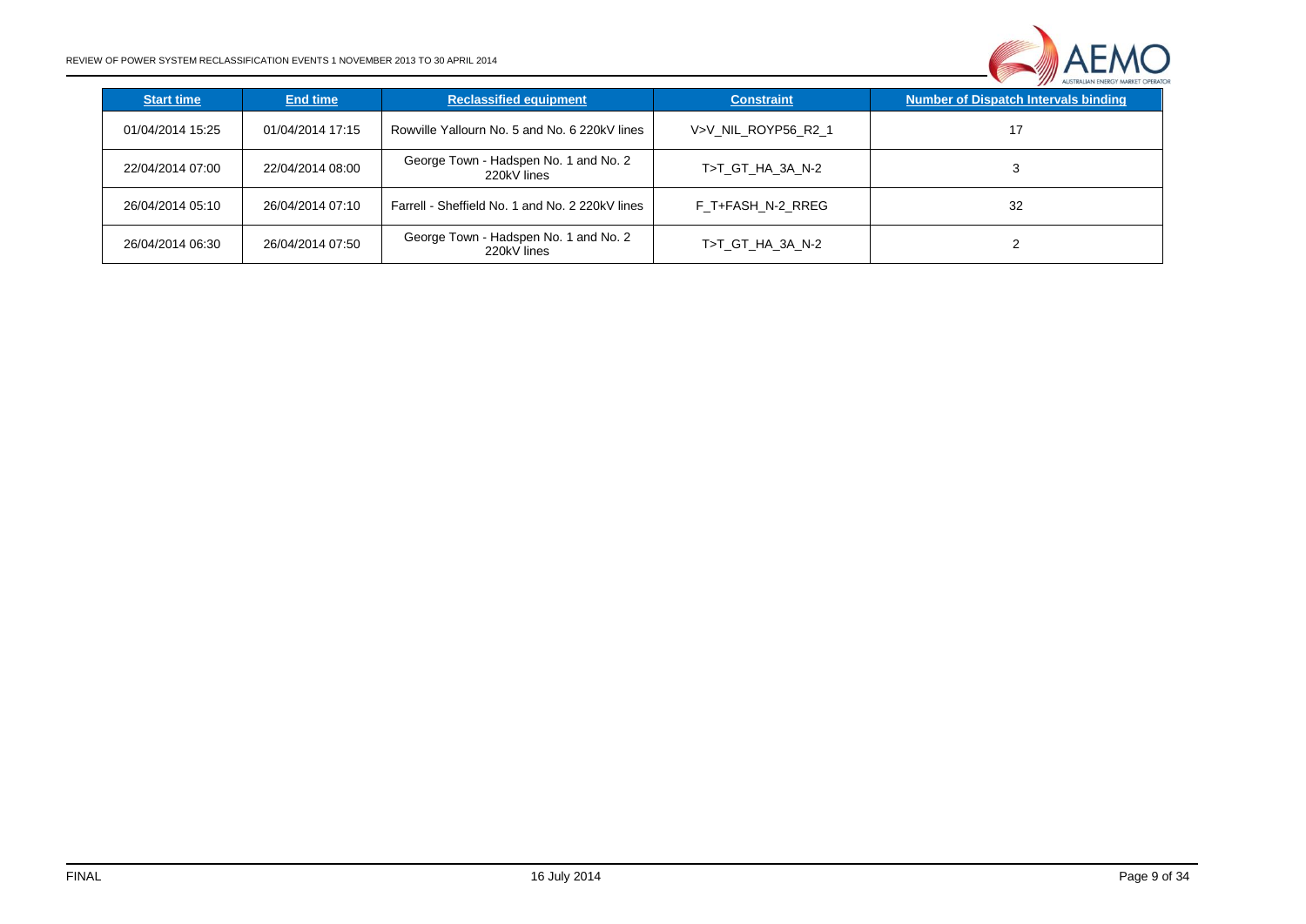| Start time | End time | Reclassified equipment | Constraint | Number of Dispatch Intervals binding |
|---|---|---|---|---|
| 01/04/2014 15:25 | 01/04/2014 17:15 | Rowville Yallourn No. 5 and No. 6 220kV lines | V>V_NIL_ROYP56_R2_1 | 17 |
| 22/04/2014 07:00 | 22/04/2014 08:00 | George Town - Hadspen No. 1 and No. 2 220kV lines | T>T_GT_HA_3A_N-2 | 3 |
| 26/04/2014 05:10 | 26/04/2014 07:10 | Farrell - Sheffield No. 1 and No. 2 220kV lines | F_T+FASH_N-2_RREG | 32 |
| 26/04/2014 06:30 | 26/04/2014 07:50 | George Town - Hadspen No. 1 and No. 2 220kV lines | T>T_GT_HA_3A_N-2 | 2 |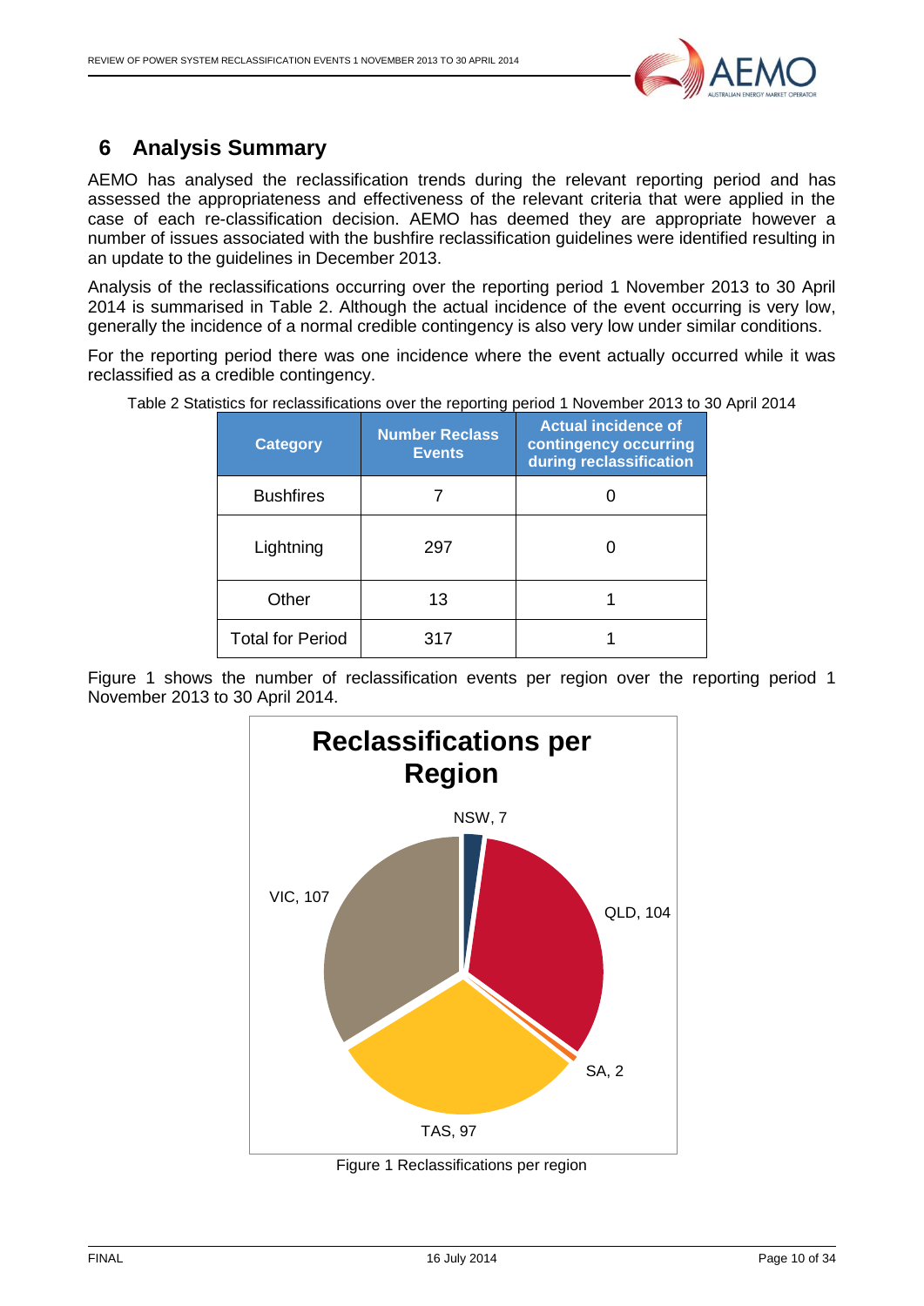# 6 Analysis Summary

AEMO has analysed the reclassification trends during the relevant reporting period and has assessed the appropriateness and effectiveness of the relevant criteria that were applied in the case of each re-classification decision. AEMO has deemed they are appropriate however a number of issues associated with the bushfire reclassification guidelines were identified resulting in an update to the guidelines in December 2013.

Analysis of the reclassifications occurring over the reporting period 1 November 2013 to 30 April 2014 is summarised in Table 2. Although the actual incidence of the event occurring is very low, generally the incidence of a normal credible contingency is also very low under similar conditions.

For the reporting period there was one incidence where the event actually occurred while it was reclassified as a credible contingency.

Table 2 Statistics for reclassifications over the reporting period 1 November 2013 to 30 April 2014

| Category | Number Reclass Events | Actual incidence of contingency occurring during reclassification |
|---|---|---|
| Bushfires | 7 | 0 |
| Lightning | 297 | 0 |
| Other | 13 | 1 |
| Total for Period | 317 | 1 |

Figure 1 shows the number of reclassification events per region over the reporting period 1 November 2013 to 30 April 2014.

**Reclassifications per Region**

| Region | Reclassifications |
|---|---|
| NSW | 7 |
| QLD | 104 |
| SA | 2 |
| TAS | 97 |
| VIC | 107 |

Figure 1 Reclassifications per region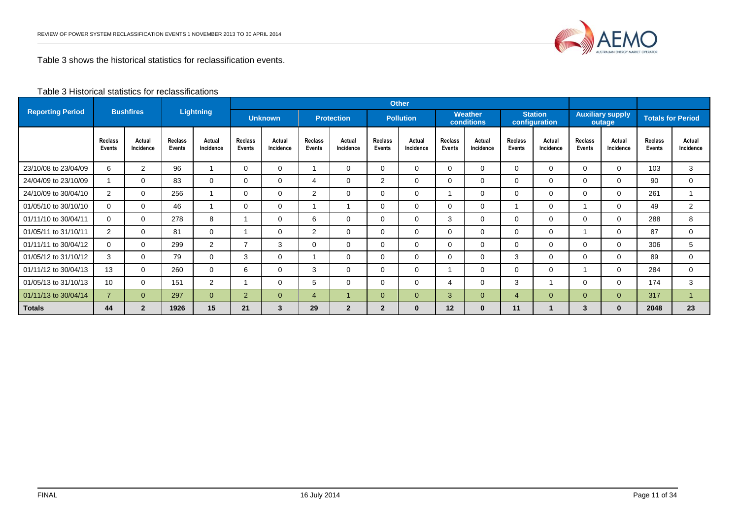Table 3 shows the historical statistics for reclassification events.

Table 3 Historical statistics for reclassifications

| Reporting Period | Bushfires | | Lightning | | Other | | | | | | | | | | Auxiliary supply outage | | Totals for Period | |
|---|---|---|---|---|---|---|---|---|---|---|---|---|---|---|---|---|---|---|
| | | | | | Unknown | | Protection | | Pollution | | Weather conditions | | Station configuration | | | | | |
| | Reclass Events | Actual Incidence | Reclass Events | Actual Incidence | Reclass Events | Actual Incidence | Reclass Events | Actual Incidence | Reclass Events | Actual Incidence | Reclass Events | Actual Incidence | Reclass Events | Actual Incidence | Reclass Events | Actual Incidence | Reclass Events | Actual Incidence |
| 23/10/08 to 23/04/09 | 6 | 2 | 96 | 1 | 0 | 0 | 1 | 0 | 0 | 0 | 0 | 0 | 0 | 0 | 0 | 0 | 103 | 3 |
| 24/04/09 to 23/10/09 | 1 | 0 | 83 | 0 | 0 | 0 | 4 | 0 | 2 | 0 | 0 | 0 | 0 | 0 | 0 | 0 | 90 | 0 |
| 24/10/09 to 30/04/10 | 2 | 0 | 256 | 1 | 0 | 0 | 2 | 0 | 0 | 0 | 1 | 0 | 0 | 0 | 0 | 0 | 261 | 1 |
| 01/05/10 to 30/10/10 | 0 | 0 | 46 | 1 | 0 | 0 | 1 | 1 | 0 | 0 | 0 | 0 | 1 | 0 | 1 | 0 | 49 | 2 |
| 01/11/10 to 30/04/11 | 0 | 0 | 278 | 8 | 1 | 0 | 6 | 0 | 0 | 0 | 3 | 0 | 0 | 0 | 0 | 0 | 288 | 8 |
| 01/05/11 to 31/10/11 | 2 | 0 | 81 | 0 | 1 | 0 | 2 | 0 | 0 | 0 | 0 | 0 | 0 | 0 | 1 | 0 | 87 | 0 |
| 01/11/11 to 30/04/12 | 0 | 0 | 299 | 2 | 7 | 3 | 0 | 0 | 0 | 0 | 0 | 0 | 0 | 0 | 0 | 0 | 306 | 5 |
| 01/05/12 to 31/10/12 | 3 | 0 | 79 | 0 | 3 | 0 | 1 | 0 | 0 | 0 | 0 | 0 | 3 | 0 | 0 | 0 | 89 | 0 |
| 01/11/12 to 30/04/13 | 13 | 0 | 260 | 0 | 6 | 0 | 3 | 0 | 0 | 0 | 1 | 0 | 0 | 0 | 1 | 0 | 284 | 0 |
| 01/05/13 to 31/10/13 | 10 | 0 | 151 | 2 | 1 | 0 | 5 | 0 | 0 | 0 | 4 | 0 | 3 | 1 | 0 | 0 | 174 | 3 |
| 01/11/13 to 30/04/14 | 7 | 0 | 297 | 0 | 2 | 0 | 4 | 1 | 0 | 0 | 3 | 0 | 4 | 0 | 0 | 0 | 317 | 1 |
| **Totals** | **44** | **2** | **1926** | **15** | **21** | **3** | **29** | **2** | **2** | **0** | **12** | **0** | **11** | **1** | **3** | **0** | **2048** | **23** |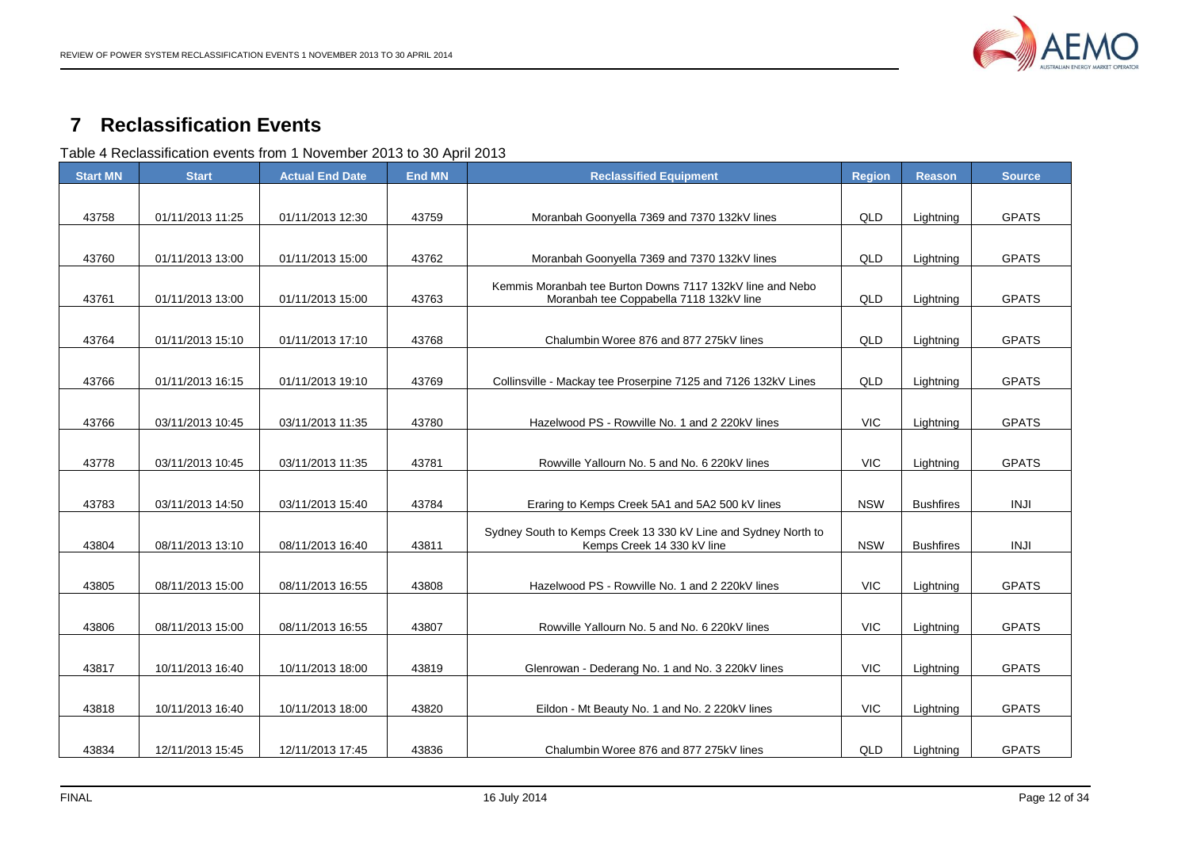# 7 Reclassification Events

Table 4 Reclassification events from 1 November 2013 to 30 April 2013

| Start MN | Start | Actual End Date | End MN | Reclassified Equipment | Region | Reason | Source |
|---|---|---|---|---|---|---|---|
| 43758 | 01/11/2013 11:25 | 01/11/2013 12:30 | 43759 | Moranbah Goonyella 7369 and 7370 132kV lines | QLD | Lightning | GPATS |
| 43760 | 01/11/2013 13:00 | 01/11/2013 15:00 | 43762 | Moranbah Goonyella 7369 and 7370 132kV lines | QLD | Lightning | GPATS |
| 43761 | 01/11/2013 13:00 | 01/11/2013 15:00 | 43763 | Kemmis Moranbah tee Burton Downs 7117 132kV line and Nebo Moranbah tee Coppabella 7118 132kV line | QLD | Lightning | GPATS |
| 43764 | 01/11/2013 15:10 | 01/11/2013 17:10 | 43768 | Chalumbin Woree 876 and 877 275kV lines | QLD | Lightning | GPATS |
| 43766 | 01/11/2013 16:15 | 01/11/2013 19:10 | 43769 | Collinsville - Mackay tee Proserpine 7125 and 7126 132kV Lines | QLD | Lightning | GPATS |
| 43766 | 03/11/2013 10:45 | 03/11/2013 11:35 | 43780 | Hazelwood PS - Rowville No. 1 and 2 220kV lines | VIC | Lightning | GPATS |
| 43778 | 03/11/2013 10:45 | 03/11/2013 11:35 | 43781 | Rowville Yallourn No. 5 and No. 6 220kV lines | VIC | Lightning | GPATS |
| 43783 | 03/11/2013 14:50 | 03/11/2013 15:40 | 43784 | Eraring to Kemps Creek 5A1 and 5A2 500 kV lines | NSW | Bushfires | INJI |
| 43804 | 08/11/2013 13:10 | 08/11/2013 16:40 | 43811 | Sydney South to Kemps Creek 13 330 kV Line and Sydney North to Kemps Creek 14 330 kV line | NSW | Bushfires | INJI |
| 43805 | 08/11/2013 15:00 | 08/11/2013 16:55 | 43808 | Hazelwood PS - Rowville No. 1 and 2 220kV lines | VIC | Lightning | GPATS |
| 43806 | 08/11/2013 15:00 | 08/11/2013 16:55 | 43807 | Rowville Yallourn No. 5 and No. 6 220kV lines | VIC | Lightning | GPATS |
| 43817 | 10/11/2013 16:40 | 10/11/2013 18:00 | 43819 | Glenrowan - Dederang No. 1 and No. 3 220kV lines | VIC | Lightning | GPATS |
| 43818 | 10/11/2013 16:40 | 10/11/2013 18:00 | 43820 | Eildon - Mt Beauty No. 1 and No. 2 220kV lines | VIC | Lightning | GPATS |
| 43834 | 12/11/2013 15:45 | 12/11/2013 17:45 | 43836 | Chalumbin Woree 876 and 877 275kV lines | QLD | Lightning | GPATS |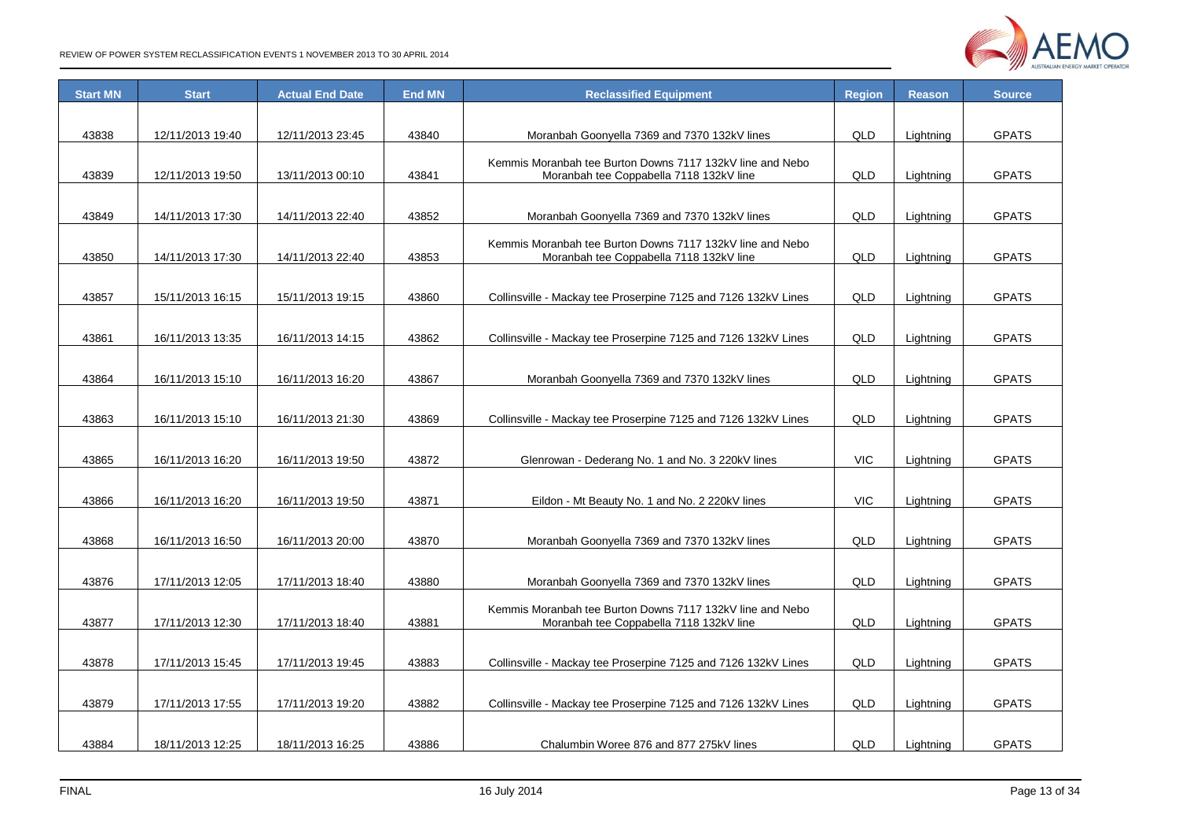| Start MN | Start | Actual End Date | End MN | Reclassified Equipment | Region | Reason | Source |
|---|---|---|---|---|---|---|---|
| 43838 | 12/11/2013 19:40 | 12/11/2013 23:45 | 43840 | Moranbah Goonyella 7369 and 7370 132kV lines | QLD | Lightning | GPATS |
| 43839 | 12/11/2013 19:50 | 13/11/2013 00:10 | 43841 | Kemmis Moranbah tee Burton Downs 7117 132kV line and Nebo Moranbah tee Coppabella 7118 132kV line | QLD | Lightning | GPATS |
| 43849 | 14/11/2013 17:30 | 14/11/2013 22:40 | 43852 | Moranbah Goonyella 7369 and 7370 132kV lines | QLD | Lightning | GPATS |
| 43850 | 14/11/2013 17:30 | 14/11/2013 22:40 | 43853 | Kemmis Moranbah tee Burton Downs 7117 132kV line and Nebo Moranbah tee Coppabella 7118 132kV line | QLD | Lightning | GPATS |
| 43857 | 15/11/2013 16:15 | 15/11/2013 19:15 | 43860 | Collinsville - Mackay tee Proserpine 7125 and 7126 132kV Lines | QLD | Lightning | GPATS |
| 43861 | 16/11/2013 13:35 | 16/11/2013 14:15 | 43862 | Collinsville - Mackay tee Proserpine 7125 and 7126 132kV Lines | QLD | Lightning | GPATS |
| 43864 | 16/11/2013 15:10 | 16/11/2013 16:20 | 43867 | Moranbah Goonyella 7369 and 7370 132kV lines | QLD | Lightning | GPATS |
| 43863 | 16/11/2013 15:10 | 16/11/2013 21:30 | 43869 | Collinsville - Mackay tee Proserpine 7125 and 7126 132kV Lines | QLD | Lightning | GPATS |
| 43865 | 16/11/2013 16:20 | 16/11/2013 19:50 | 43872 | Glenrowan - Dederang No. 1 and No. 3 220kV lines | VIC | Lightning | GPATS |
| 43866 | 16/11/2013 16:20 | 16/11/2013 19:50 | 43871 | Eildon - Mt Beauty No. 1 and No. 2 220kV lines | VIC | Lightning | GPATS |
| 43868 | 16/11/2013 16:50 | 16/11/2013 20:00 | 43870 | Moranbah Goonyella 7369 and 7370 132kV lines | QLD | Lightning | GPATS |
| 43876 | 17/11/2013 12:05 | 17/11/2013 18:40 | 43880 | Moranbah Goonyella 7369 and 7370 132kV lines | QLD | Lightning | GPATS |
| 43877 | 17/11/2013 12:30 | 17/11/2013 18:40 | 43881 | Kemmis Moranbah tee Burton Downs 7117 132kV line and Nebo Moranbah tee Coppabella 7118 132kV line | QLD | Lightning | GPATS |
| 43878 | 17/11/2013 15:45 | 17/11/2013 19:45 | 43883 | Collinsville - Mackay tee Proserpine 7125 and 7126 132kV Lines | QLD | Lightning | GPATS |
| 43879 | 17/11/2013 17:55 | 17/11/2013 19:20 | 43882 | Collinsville - Mackay tee Proserpine 7125 and 7126 132kV Lines | QLD | Lightning | GPATS |
| 43884 | 18/11/2013 12:25 | 18/11/2013 16:25 | 43886 | Chalumbin Woree 876 and 877 275kV lines | QLD | Lightning | GPATS |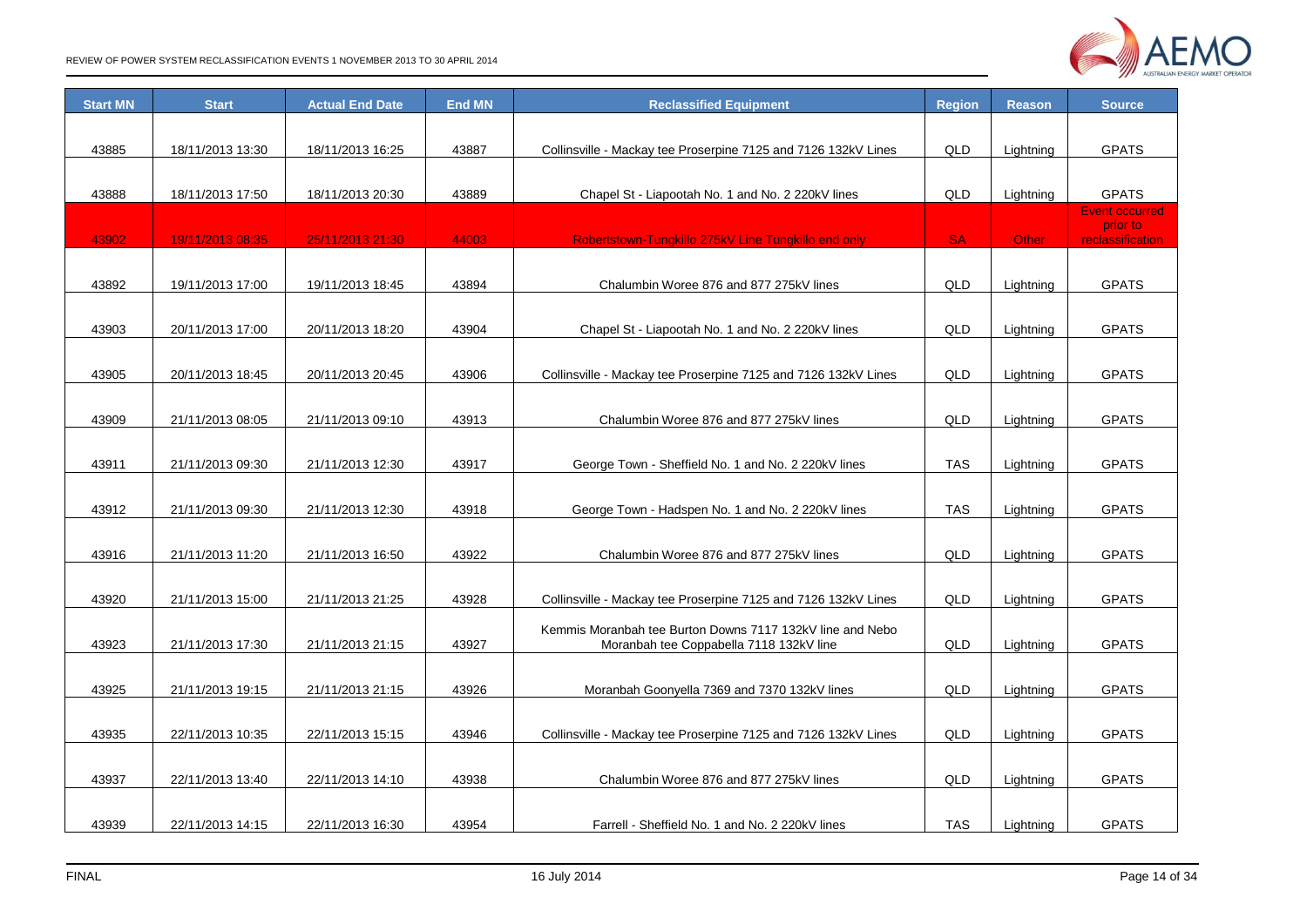| Start MN | Start | Actual End Date | End MN | Reclassified Equipment | Region | Reason | Source |
|---|---|---|---|---|---|---|---|
| 43885 | 18/11/2013 13:30 | 18/11/2013 16:25 | 43887 | Collinsville - Mackay tee Proserpine 7125 and 7126 132kV Lines | QLD | Lightning | GPATS |
| 43888 | 18/11/2013 17:50 | 18/11/2013 20:30 | 43889 | Chapel St - Liapootah No. 1 and No. 2 220kV lines | QLD | Lightning | GPATS |
| 43902 | 19/11/2013 08:35 | 25/11/2013 21:30 | 44003 | Robertstown-Tungkillo 275kV Line Tungkillo end only | SA | Other | Event occurred prior to reclassification |
| 43892 | 19/11/2013 17:00 | 19/11/2013 18:45 | 43894 | Chalumbin Woree 876 and 877 275kV lines | QLD | Lightning | GPATS |
| 43903 | 20/11/2013 17:00 | 20/11/2013 18:20 | 43904 | Chapel St - Liapootah No. 1 and No. 2 220kV lines | QLD | Lightning | GPATS |
| 43905 | 20/11/2013 18:45 | 20/11/2013 20:45 | 43906 | Collinsville - Mackay tee Proserpine 7125 and 7126 132kV Lines | QLD | Lightning | GPATS |
| 43909 | 21/11/2013 08:05 | 21/11/2013 09:10 | 43913 | Chalumbin Woree 876 and 877 275kV lines | QLD | Lightning | GPATS |
| 43911 | 21/11/2013 09:30 | 21/11/2013 12:30 | 43917 | George Town - Sheffield No. 1 and No. 2 220kV lines | TAS | Lightning | GPATS |
| 43912 | 21/11/2013 09:30 | 21/11/2013 12:30 | 43918 | George Town - Hadspen No. 1 and No. 2 220kV lines | TAS | Lightning | GPATS |
| 43916 | 21/11/2013 11:20 | 21/11/2013 16:50 | 43922 | Chalumbin Woree 876 and 877 275kV lines | QLD | Lightning | GPATS |
| 43920 | 21/11/2013 15:00 | 21/11/2013 21:25 | 43928 | Collinsville - Mackay tee Proserpine 7125 and 7126 132kV Lines | QLD | Lightning | GPATS |
| 43923 | 21/11/2013 17:30 | 21/11/2013 21:15 | 43927 | Kemmis Moranbah tee Burton Downs 7117 132kV line and Nebo Moranbah tee Coppabella 7118 132kV line | QLD | Lightning | GPATS |
| 43925 | 21/11/2013 19:15 | 21/11/2013 21:15 | 43926 | Moranbah Goonyella 7369 and 7370 132kV lines | QLD | Lightning | GPATS |
| 43935 | 22/11/2013 10:35 | 22/11/2013 15:15 | 43946 | Collinsville - Mackay tee Proserpine 7125 and 7126 132kV Lines | QLD | Lightning | GPATS |
| 43937 | 22/11/2013 13:40 | 22/11/2013 14:10 | 43938 | Chalumbin Woree 876 and 877 275kV lines | QLD | Lightning | GPATS |
| 43939 | 22/11/2013 14:15 | 22/11/2013 16:30 | 43954 | Farrell - Sheffield No. 1 and No. 2 220kV lines | TAS | Lightning | GPATS |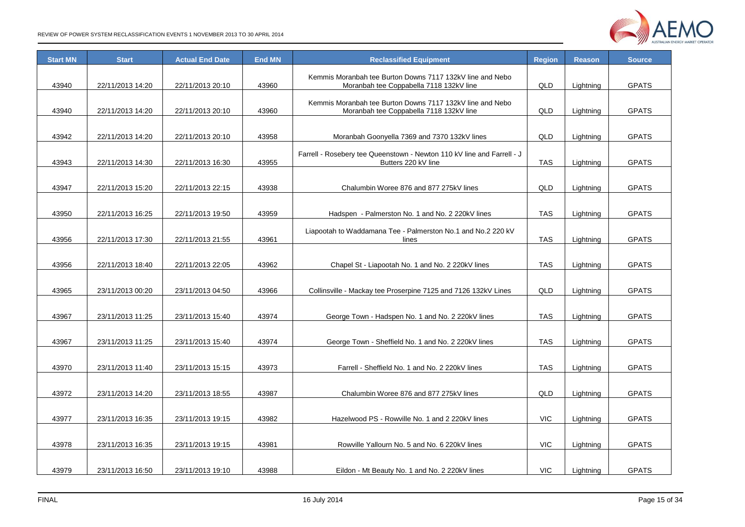| Start MN | Start | Actual End Date | End MN | Reclassified Equipment | Region | Reason | Source |
|---|---|---|---|---|---|---|---|
| 43940 | 22/11/2013 14:20 | 22/11/2013 20:10 | 43960 | Kemmis Moranbah tee Burton Downs 7117 132kV line and Nebo Moranbah tee Coppabella 7118 132kV line | QLD | Lightning | GPATS |
| 43940 | 22/11/2013 14:20 | 22/11/2013 20:10 | 43960 | Kemmis Moranbah tee Burton Downs 7117 132kV line and Nebo Moranbah tee Coppabella 7118 132kV line | QLD | Lightning | GPATS |
| 43942 | 22/11/2013 14:20 | 22/11/2013 20:10 | 43958 | Moranbah Goonyella 7369 and 7370 132kV lines | QLD | Lightning | GPATS |
| 43943 | 22/11/2013 14:30 | 22/11/2013 16:30 | 43955 | Farrell - Rosebery tee Queenstown - Newton 110 kV line and Farrell - J Butters 220 kV line | TAS | Lightning | GPATS |
| 43947 | 22/11/2013 15:20 | 22/11/2013 22:15 | 43938 | Chalumbin Woree 876 and 877 275kV lines | QLD | Lightning | GPATS |
| 43950 | 22/11/2013 16:25 | 22/11/2013 19:50 | 43959 | Hadspen - Palmerston No. 1 and No. 2 220kV lines | TAS | Lightning | GPATS |
| 43956 | 22/11/2013 17:30 | 22/11/2013 21:55 | 43961 | Liapootah to Waddamana Tee - Palmerston No.1 and No.2 220 kV lines | TAS | Lightning | GPATS |
| 43956 | 22/11/2013 18:40 | 22/11/2013 22:05 | 43962 | Chapel St - Liapootah No. 1 and No. 2 220kV lines | TAS | Lightning | GPATS |
| 43965 | 23/11/2013 00:20 | 23/11/2013 04:50 | 43966 | Collinsville - Mackay tee Proserpine 7125 and 7126 132kV Lines | QLD | Lightning | GPATS |
| 43967 | 23/11/2013 11:25 | 23/11/2013 15:40 | 43974 | George Town - Hadspen No. 1 and No. 2 220kV lines | TAS | Lightning | GPATS |
| 43967 | 23/11/2013 11:25 | 23/11/2013 15:40 | 43974 | George Town - Sheffield No. 1 and No. 2 220kV lines | TAS | Lightning | GPATS |
| 43970 | 23/11/2013 11:40 | 23/11/2013 15:15 | 43973 | Farrell - Sheffield No. 1 and No. 2 220kV lines | TAS | Lightning | GPATS |
| 43972 | 23/11/2013 14:20 | 23/11/2013 18:55 | 43987 | Chalumbin Woree 876 and 877 275kV lines | QLD | Lightning | GPATS |
| 43977 | 23/11/2013 16:35 | 23/11/2013 19:15 | 43982 | Hazelwood PS - Rowville No. 1 and 2 220kV lines | VIC | Lightning | GPATS |
| 43978 | 23/11/2013 16:35 | 23/11/2013 19:15 | 43981 | Rowville Yallourn No. 5 and No. 6 220kV lines | VIC | Lightning | GPATS |
| 43979 | 23/11/2013 16:50 | 23/11/2013 19:10 | 43988 | Eildon - Mt Beauty No. 1 and No. 2 220kV lines | VIC | Lightning | GPATS |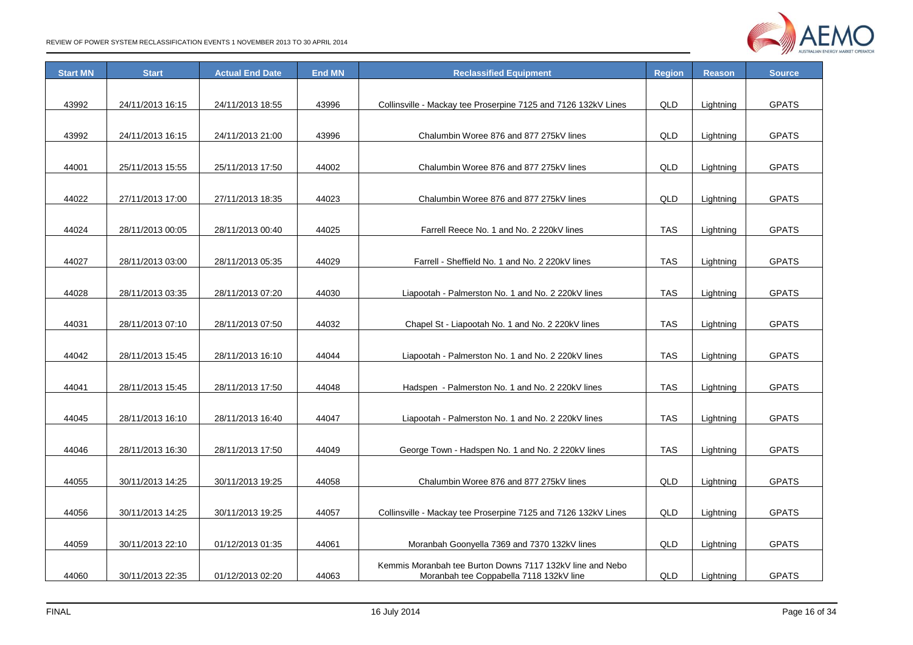| Start MN | Start | Actual End Date | End MN | Reclassified Equipment | Region | Reason | Source |
|---|---|---|---|---|---|---|---|
| 43992 | 24/11/2013 16:15 | 24/11/2013 18:55 | 43996 | Collinsville - Mackay tee Proserpine 7125 and 7126 132kV Lines | QLD | Lightning | GPATS |
| 43992 | 24/11/2013 16:15 | 24/11/2013 21:00 | 43996 | Chalumbin Woree 876 and 877 275kV lines | QLD | Lightning | GPATS |
| 44001 | 25/11/2013 15:55 | 25/11/2013 17:50 | 44002 | Chalumbin Woree 876 and 877 275kV lines | QLD | Lightning | GPATS |
| 44022 | 27/11/2013 17:00 | 27/11/2013 18:35 | 44023 | Chalumbin Woree 876 and 877 275kV lines | QLD | Lightning | GPATS |
| 44024 | 28/11/2013 00:05 | 28/11/2013 00:40 | 44025 | Farrell Reece No. 1 and No. 2 220kV lines | TAS | Lightning | GPATS |
| 44027 | 28/11/2013 03:00 | 28/11/2013 05:35 | 44029 | Farrell - Sheffield No. 1 and No. 2 220kV lines | TAS | Lightning | GPATS |
| 44028 | 28/11/2013 03:35 | 28/11/2013 07:20 | 44030 | Liapootah - Palmerston No. 1 and No. 2 220kV lines | TAS | Lightning | GPATS |
| 44031 | 28/11/2013 07:10 | 28/11/2013 07:50 | 44032 | Chapel St - Liapootah No. 1 and No. 2 220kV lines | TAS | Lightning | GPATS |
| 44042 | 28/11/2013 15:45 | 28/11/2013 16:10 | 44044 | Liapootah - Palmerston No. 1 and No. 2 220kV lines | TAS | Lightning | GPATS |
| 44041 | 28/11/2013 15:45 | 28/11/2013 17:50 | 44048 | Hadspen - Palmerston No. 1 and No. 2 220kV lines | TAS | Lightning | GPATS |
| 44045 | 28/11/2013 16:10 | 28/11/2013 16:40 | 44047 | Liapootah - Palmerston No. 1 and No. 2 220kV lines | TAS | Lightning | GPATS |
| 44046 | 28/11/2013 16:30 | 28/11/2013 17:50 | 44049 | George Town - Hadspen No. 1 and No. 2 220kV lines | TAS | Lightning | GPATS |
| 44055 | 30/11/2013 14:25 | 30/11/2013 19:25 | 44058 | Chalumbin Woree 876 and 877 275kV lines | QLD | Lightning | GPATS |
| 44056 | 30/11/2013 14:25 | 30/11/2013 19:25 | 44057 | Collinsville - Mackay tee Proserpine 7125 and 7126 132kV Lines | QLD | Lightning | GPATS |
| 44059 | 30/11/2013 22:10 | 01/12/2013 01:35 | 44061 | Moranbah Goonyella 7369 and 7370 132kV lines | QLD | Lightning | GPATS |
| 44060 | 30/11/2013 22:35 | 01/12/2013 02:20 | 44063 | Kemmis Moranbah tee Burton Downs 7117 132kV line and Nebo Moranbah tee Coppabella 7118 132kV line | QLD | Lightning | GPATS |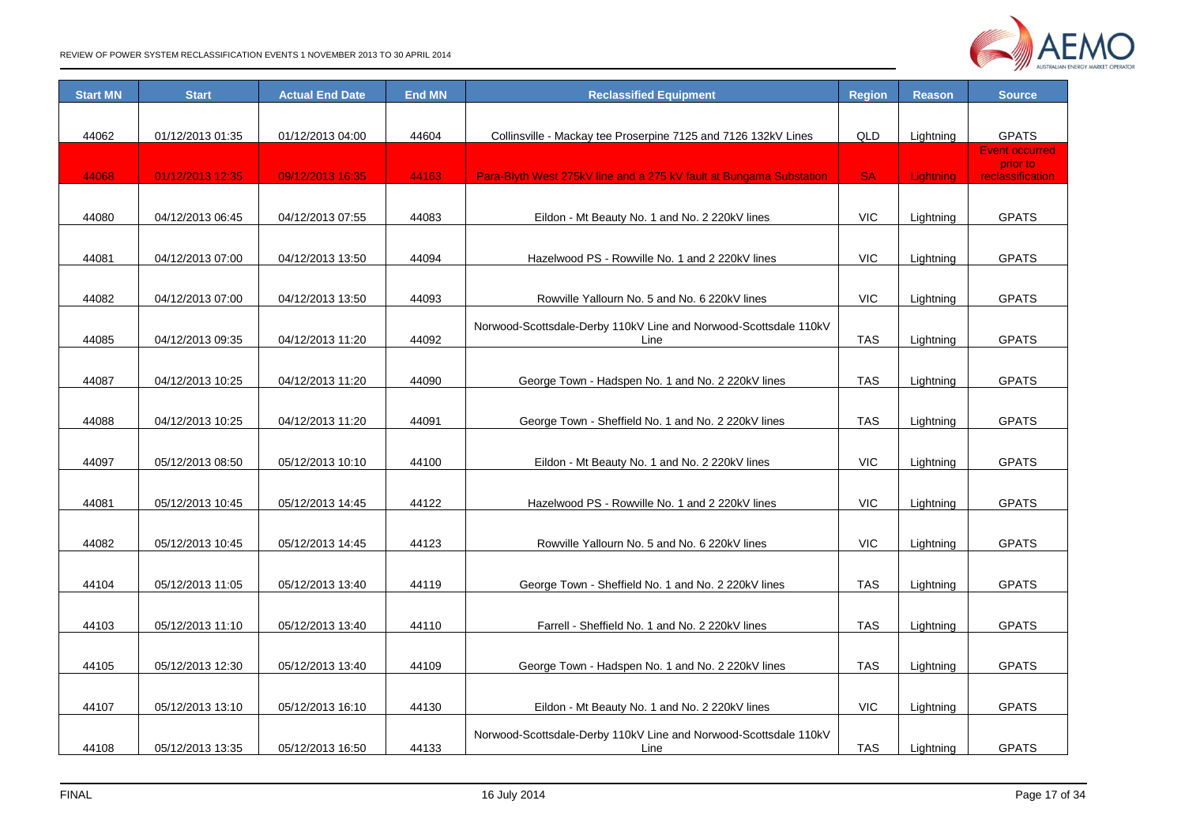| Start MN | Start | Actual End Date | End MN | Reclassified Equipment | Region | Reason | Source |
|---|---|---|---|---|---|---|---|
| 44062 | 01/12/2013 01:35 | 01/12/2013 04:00 | 44604 | Collinsville - Mackay tee Proserpine 7125 and 7126 132kV Lines | QLD | Lightning | GPATS |
| 44068 | 01/12/2013 12:35 | 09/12/2013 16:35 | 44163 | Para-Blyth West 275kV line and a 275 kV fault at Bungama Substation | SA | Lightning | Event occurred prior to reclassification |
| 44080 | 04/12/2013 06:45 | 04/12/2013 07:55 | 44083 | Eildon - Mt Beauty No. 1 and No. 2 220kV lines | VIC | Lightning | GPATS |
| 44081 | 04/12/2013 07:00 | 04/12/2013 13:50 | 44094 | Hazelwood PS - Rowville No. 1 and 2 220kV lines | VIC | Lightning | GPATS |
| 44082 | 04/12/2013 07:00 | 04/12/2013 13:50 | 44093 | Rowville Yallourn No. 5 and No. 6 220kV lines | VIC | Lightning | GPATS |
| 44085 | 04/12/2013 09:35 | 04/12/2013 11:20 | 44092 | Norwood-Scottsdale-Derby 110kV Line and Norwood-Scottsdale 110kV Line | TAS | Lightning | GPATS |
| 44087 | 04/12/2013 10:25 | 04/12/2013 11:20 | 44090 | George Town - Hadspen No. 1 and No. 2 220kV lines | TAS | Lightning | GPATS |
| 44088 | 04/12/2013 10:25 | 04/12/2013 11:20 | 44091 | George Town - Sheffield No. 1 and No. 2 220kV lines | TAS | Lightning | GPATS |
| 44097 | 05/12/2013 08:50 | 05/12/2013 10:10 | 44100 | Eildon - Mt Beauty No. 1 and No. 2 220kV lines | VIC | Lightning | GPATS |
| 44081 | 05/12/2013 10:45 | 05/12/2013 14:45 | 44122 | Hazelwood PS - Rowville No. 1 and 2 220kV lines | VIC | Lightning | GPATS |
| 44082 | 05/12/2013 10:45 | 05/12/2013 14:45 | 44123 | Rowville Yallourn No. 5 and No. 6 220kV lines | VIC | Lightning | GPATS |
| 44104 | 05/12/2013 11:05 | 05/12/2013 13:40 | 44119 | George Town - Sheffield No. 1 and No. 2 220kV lines | TAS | Lightning | GPATS |
| 44103 | 05/12/2013 11:10 | 05/12/2013 13:40 | 44110 | Farrell - Sheffield No. 1 and No. 2 220kV lines | TAS | Lightning | GPATS |
| 44105 | 05/12/2013 12:30 | 05/12/2013 13:40 | 44109 | George Town - Hadspen No. 1 and No. 2 220kV lines | TAS | Lightning | GPATS |
| 44107 | 05/12/2013 13:10 | 05/12/2013 16:10 | 44130 | Eildon - Mt Beauty No. 1 and No. 2 220kV lines | VIC | Lightning | GPATS |
| 44108 | 05/12/2013 13:35 | 05/12/2013 16:50 | 44133 | Norwood-Scottsdale-Derby 110kV Line and Norwood-Scottsdale 110kV Line | TAS | Lightning | GPATS |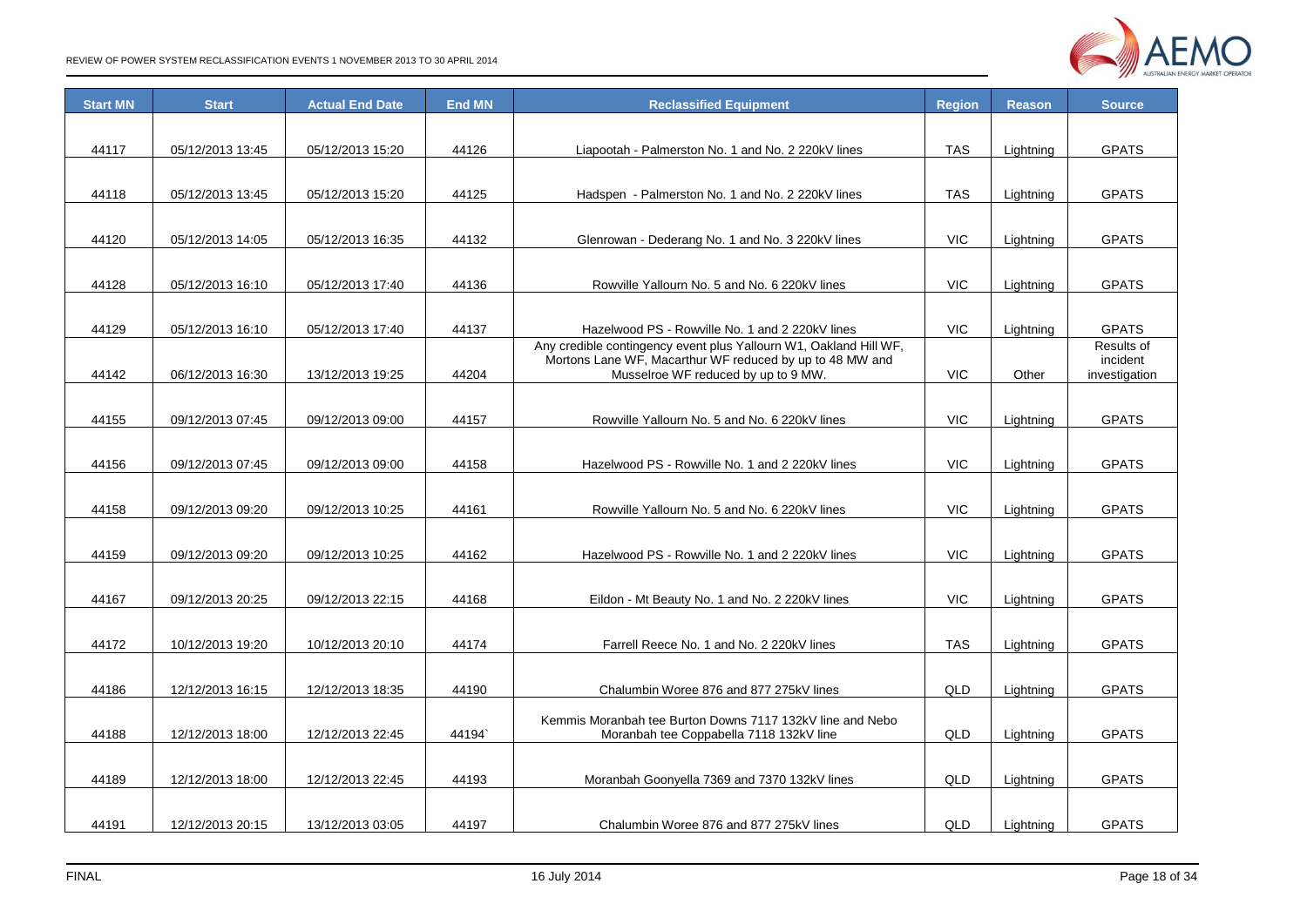| Start MN | Start | Actual End Date | End MN | Reclassified Equipment | Region | Reason | Source |
|---|---|---|---|---|---|---|---|
| 44117 | 05/12/2013 13:45 | 05/12/2013 15:20 | 44126 | Liapootah - Palmerston No. 1 and No. 2 220kV lines | TAS | Lightning | GPATS |
| 44118 | 05/12/2013 13:45 | 05/12/2013 15:20 | 44125 | Hadspen - Palmerston No. 1 and No. 2 220kV lines | TAS | Lightning | GPATS |
| 44120 | 05/12/2013 14:05 | 05/12/2013 16:35 | 44132 | Glenrowan - Dederang No. 1 and No. 3 220kV lines | VIC | Lightning | GPATS |
| 44128 | 05/12/2013 16:10 | 05/12/2013 17:40 | 44136 | Rowville Yallourn No. 5 and No. 6 220kV lines | VIC | Lightning | GPATS |
| 44129 | 05/12/2013 16:10 | 05/12/2013 17:40 | 44137 | Hazelwood PS - Rowville No. 1 and 2 220kV lines | VIC | Lightning | GPATS |
| 44142 | 06/12/2013 16:30 | 13/12/2013 19:25 | 44204 | Any credible contingency event plus Yallourn W1, Oakland Hill WF, Mortons Lane WF, Macarthur WF reduced by up to 48 MW and Musselroe WF reduced by up to 9 MW. | VIC | Other | Results of incident investigation |
| 44155 | 09/12/2013 07:45 | 09/12/2013 09:00 | 44157 | Rowville Yallourn No. 5 and No. 6 220kV lines | VIC | Lightning | GPATS |
| 44156 | 09/12/2013 07:45 | 09/12/2013 09:00 | 44158 | Hazelwood PS - Rowville No. 1 and 2 220kV lines | VIC | Lightning | GPATS |
| 44158 | 09/12/2013 09:20 | 09/12/2013 10:25 | 44161 | Rowville Yallourn No. 5 and No. 6 220kV lines | VIC | Lightning | GPATS |
| 44159 | 09/12/2013 09:20 | 09/12/2013 10:25 | 44162 | Hazelwood PS - Rowville No. 1 and 2 220kV lines | VIC | Lightning | GPATS |
| 44167 | 09/12/2013 20:25 | 09/12/2013 22:15 | 44168 | Eildon - Mt Beauty No. 1 and No. 2 220kV lines | VIC | Lightning | GPATS |
| 44172 | 10/12/2013 19:20 | 10/12/2013 20:10 | 44174 | Farrell Reece No. 1 and No. 2 220kV lines | TAS | Lightning | GPATS |
| 44186 | 12/12/2013 16:15 | 12/12/2013 18:35 | 44190 | Chalumbin Woree 876 and 877 275kV lines | QLD | Lightning | GPATS |
| 44188 | 12/12/2013 18:00 | 12/12/2013 22:45 | 44194` | Kemmis Moranbah tee Burton Downs 7117 132kV line and Nebo Moranbah tee Coppabella 7118 132kV line | QLD | Lightning | GPATS |
| 44189 | 12/12/2013 18:00 | 12/12/2013 22:45 | 44193 | Moranbah Goonyella 7369 and 7370 132kV lines | QLD | Lightning | GPATS |
| 44191 | 12/12/2013 20:15 | 13/12/2013 03:05 | 44197 | Chalumbin Woree 876 and 877 275kV lines | QLD | Lightning | GPATS |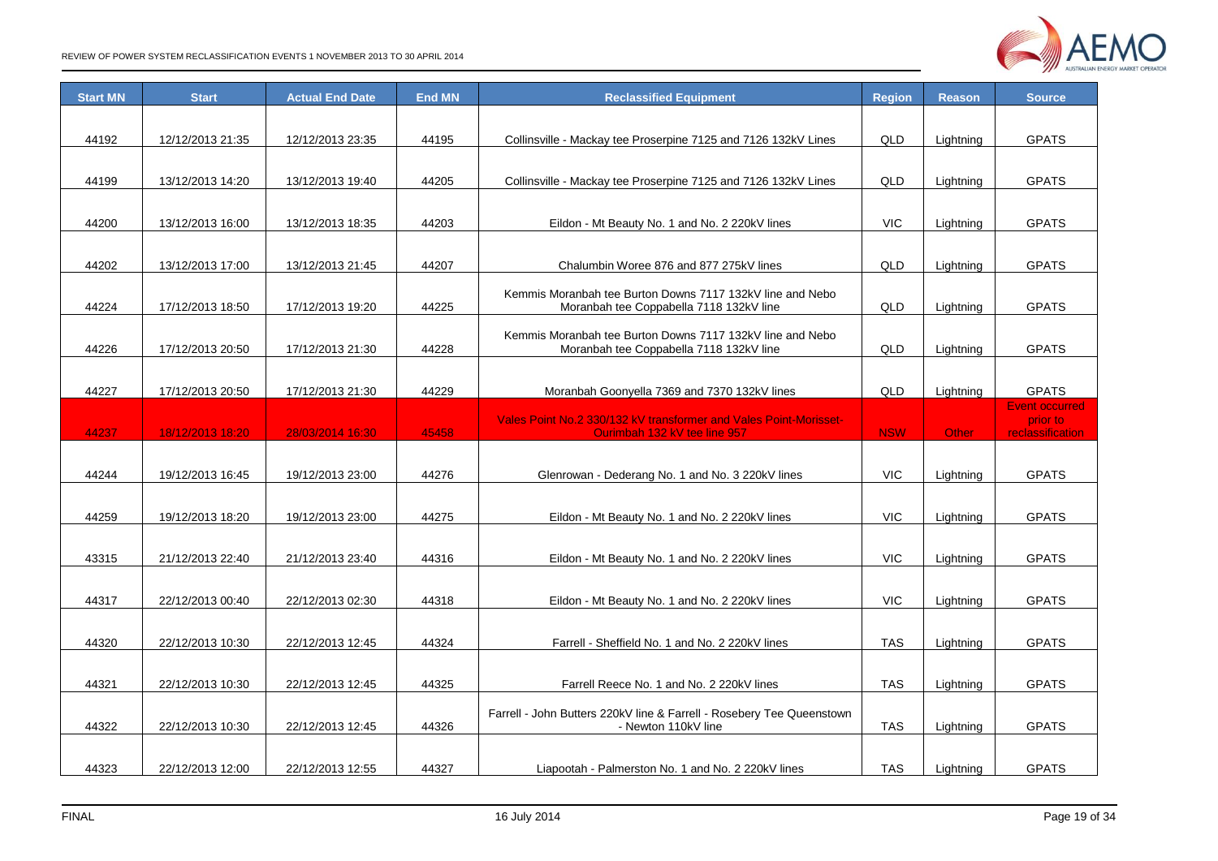| Start MN | Start | Actual End Date | End MN | Reclassified Equipment | Region | Reason | Source |
|---|---|---|---|---|---|---|---|
| 44192 | 12/12/2013 21:35 | 12/12/2013 23:35 | 44195 | Collinsville - Mackay tee Proserpine 7125 and 7126 132kV Lines | QLD | Lightning | GPATS |
| 44199 | 13/12/2013 14:20 | 13/12/2013 19:40 | 44205 | Collinsville - Mackay tee Proserpine 7125 and 7126 132kV Lines | QLD | Lightning | GPATS |
| 44200 | 13/12/2013 16:00 | 13/12/2013 18:35 | 44203 | Eildon - Mt Beauty No. 1 and No. 2 220kV lines | VIC | Lightning | GPATS |
| 44202 | 13/12/2013 17:00 | 13/12/2013 21:45 | 44207 | Chalumbin Woree 876 and 877 275kV lines | QLD | Lightning | GPATS |
| 44224 | 17/12/2013 18:50 | 17/12/2013 19:20 | 44225 | Kemmis Moranbah tee Burton Downs 7117 132kV line and Nebo Moranbah tee Coppabella 7118 132kV line | QLD | Lightning | GPATS |
| 44226 | 17/12/2013 20:50 | 17/12/2013 21:30 | 44228 | Kemmis Moranbah tee Burton Downs 7117 132kV line and Nebo Moranbah tee Coppabella 7118 132kV line | QLD | Lightning | GPATS |
| 44227 | 17/12/2013 20:50 | 17/12/2013 21:30 | 44229 | Moranbah Goonyella 7369 and 7370 132kV lines | QLD | Lightning | GPATS |
| 44237 | 18/12/2013 18:20 | 28/03/2014 16:30 | 45458 | Vales Point No.2 330/132 kV transformer and Vales Point-Morisset-Ourimbah 132 kV tee line 957 | NSW | Other | Event occurred prior to reclassification |
| 44244 | 19/12/2013 16:45 | 19/12/2013 23:00 | 44276 | Glenrowan - Dederang No. 1 and No. 3 220kV lines | VIC | Lightning | GPATS |
| 44259 | 19/12/2013 18:20 | 19/12/2013 23:00 | 44275 | Eildon - Mt Beauty No. 1 and No. 2 220kV lines | VIC | Lightning | GPATS |
| 43315 | 21/12/2013 22:40 | 21/12/2013 23:40 | 44316 | Eildon - Mt Beauty No. 1 and No. 2 220kV lines | VIC | Lightning | GPATS |
| 44317 | 22/12/2013 00:40 | 22/12/2013 02:30 | 44318 | Eildon - Mt Beauty No. 1 and No. 2 220kV lines | VIC | Lightning | GPATS |
| 44320 | 22/12/2013 10:30 | 22/12/2013 12:45 | 44324 | Farrell - Sheffield No. 1 and No. 2 220kV lines | TAS | Lightning | GPATS |
| 44321 | 22/12/2013 10:30 | 22/12/2013 12:45 | 44325 | Farrell Reece No. 1 and No. 2 220kV lines | TAS | Lightning | GPATS |
| 44322 | 22/12/2013 10:30 | 22/12/2013 12:45 | 44326 | Farrell - John Butters 220kV line & Farrell - Rosebery Tee Queenstown - Newton 110kV line | TAS | Lightning | GPATS |
| 44323 | 22/12/2013 12:00 | 22/12/2013 12:55 | 44327 | Liapootah - Palmerston No. 1 and No. 2 220kV lines | TAS | Lightning | GPATS |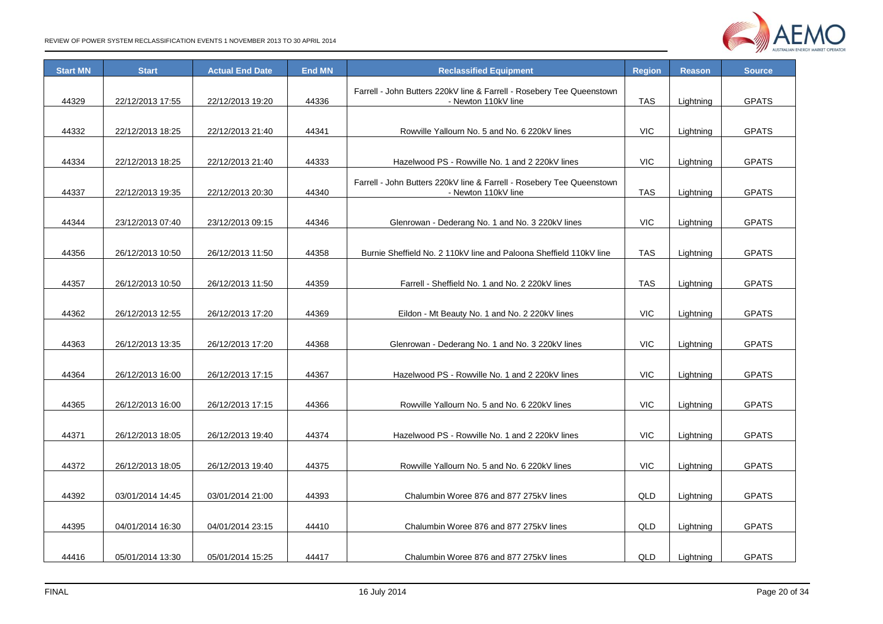| Start MN | Start | Actual End Date | End MN | Reclassified Equipment | Region | Reason | Source |
|---|---|---|---|---|---|---|---|
| 44329 | 22/12/2013 17:55 | 22/12/2013 19:20 | 44336 | Farrell - John Butters 220kV line & Farrell - Rosebery Tee Queenstown - Newton 110kV line | TAS | Lightning | GPATS |
| 44332 | 22/12/2013 18:25 | 22/12/2013 21:40 | 44341 | Rowville Yallourn No. 5 and No. 6 220kV lines | VIC | Lightning | GPATS |
| 44334 | 22/12/2013 18:25 | 22/12/2013 21:40 | 44333 | Hazelwood PS - Rowville No. 1 and 2 220kV lines | VIC | Lightning | GPATS |
| 44337 | 22/12/2013 19:35 | 22/12/2013 20:30 | 44340 | Farrell - John Butters 220kV line & Farrell - Rosebery Tee Queenstown - Newton 110kV line | TAS | Lightning | GPATS |
| 44344 | 23/12/2013 07:40 | 23/12/2013 09:15 | 44346 | Glenrowan - Dederang No. 1 and No. 3 220kV lines | VIC | Lightning | GPATS |
| 44356 | 26/12/2013 10:50 | 26/12/2013 11:50 | 44358 | Burnie Sheffield No. 2 110kV line and Paloona Sheffield 110kV line | TAS | Lightning | GPATS |
| 44357 | 26/12/2013 10:50 | 26/12/2013 11:50 | 44359 | Farrell - Sheffield No. 1 and No. 2 220kV lines | TAS | Lightning | GPATS |
| 44362 | 26/12/2013 12:55 | 26/12/2013 17:20 | 44369 | Eildon - Mt Beauty No. 1 and No. 2 220kV lines | VIC | Lightning | GPATS |
| 44363 | 26/12/2013 13:35 | 26/12/2013 17:20 | 44368 | Glenrowan - Dederang No. 1 and No. 3 220kV lines | VIC | Lightning | GPATS |
| 44364 | 26/12/2013 16:00 | 26/12/2013 17:15 | 44367 | Hazelwood PS - Rowville No. 1 and 2 220kV lines | VIC | Lightning | GPATS |
| 44365 | 26/12/2013 16:00 | 26/12/2013 17:15 | 44366 | Rowville Yallourn No. 5 and No. 6 220kV lines | VIC | Lightning | GPATS |
| 44371 | 26/12/2013 18:05 | 26/12/2013 19:40 | 44374 | Hazelwood PS - Rowville No. 1 and 2 220kV lines | VIC | Lightning | GPATS |
| 44372 | 26/12/2013 18:05 | 26/12/2013 19:40 | 44375 | Rowville Yallourn No. 5 and No. 6 220kV lines | VIC | Lightning | GPATS |
| 44392 | 03/01/2014 14:45 | 03/01/2014 21:00 | 44393 | Chalumbin Woree 876 and 877 275kV lines | QLD | Lightning | GPATS |
| 44395 | 04/01/2014 16:30 | 04/01/2014 23:15 | 44410 | Chalumbin Woree 876 and 877 275kV lines | QLD | Lightning | GPATS |
| 44416 | 05/01/2014 13:30 | 05/01/2014 15:25 | 44417 | Chalumbin Woree 876 and 877 275kV lines | QLD | Lightning | GPATS |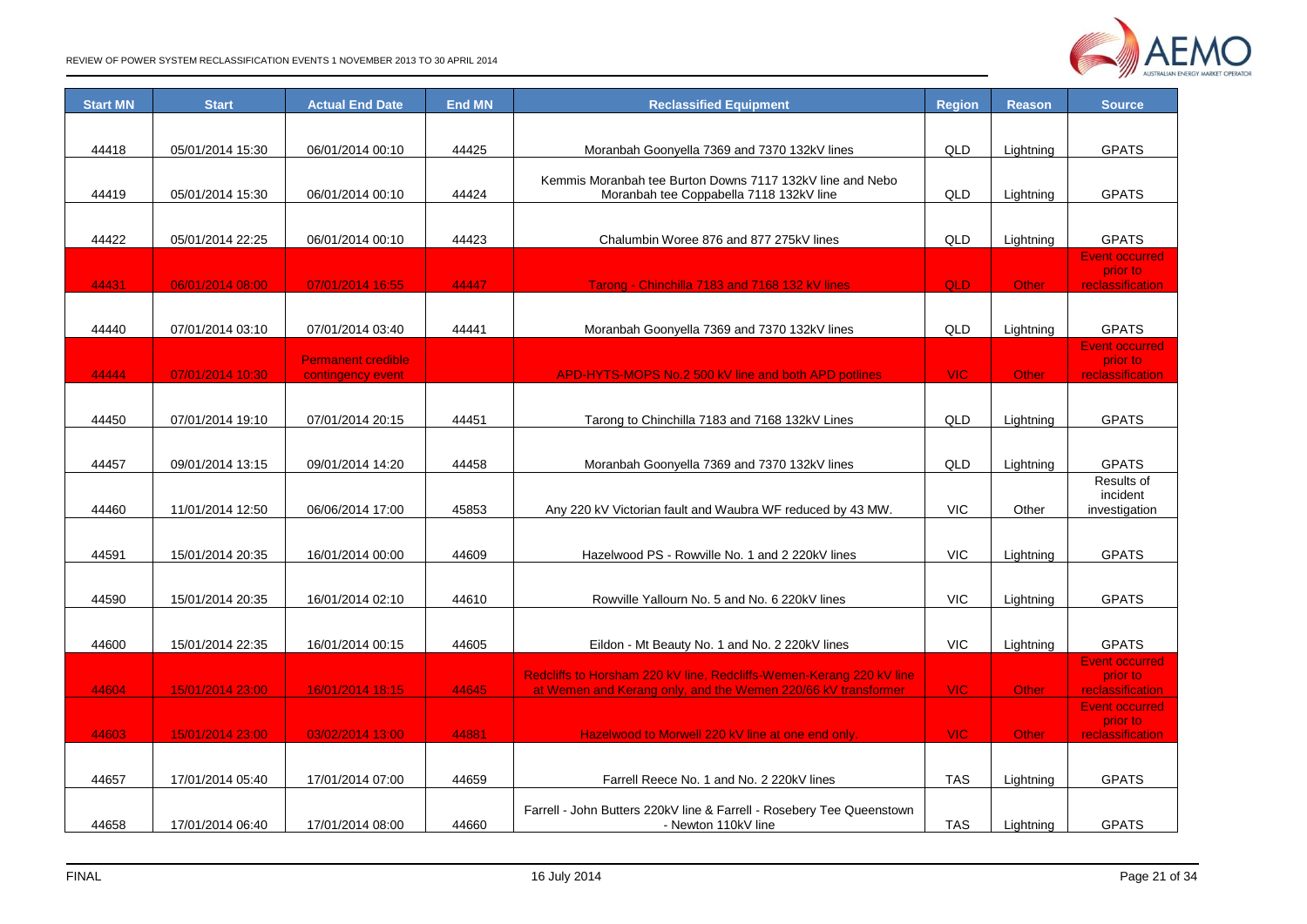| Start MN | Start | Actual End Date | End MN | Reclassified Equipment | Region | Reason | Source |
|---|---|---|---|---|---|---|---|
| 44418 | 05/01/2014 15:30 | 06/01/2014 00:10 | 44425 | Moranbah Goonyella 7369 and 7370 132kV lines | QLD | Lightning | GPATS |
| 44419 | 05/01/2014 15:30 | 06/01/2014 00:10 | 44424 | Kemmis Moranbah tee Burton Downs 7117 132kV line and Nebo Moranbah tee Coppabella 7118 132kV line | QLD | Lightning | GPATS |
| 44422 | 05/01/2014 22:25 | 06/01/2014 00:10 | 44423 | Chalumbin Woree 876 and 877 275kV lines | QLD | Lightning | GPATS |
| 44431 | 06/01/2014 08:00 | 07/01/2014 16:55 | 44447 | Tarong - Chinchilla 7183 and 7168 132 kV lines | QLD | Other | Event occurred prior to reclassification |
| 44440 | 07/01/2014 03:10 | 07/01/2014 03:40 | 44441 | Moranbah Goonyella 7369 and 7370 132kV lines | QLD | Lightning | GPATS |
| 44444 | 07/01/2014 10:30 | Permanent credible contingency event | | APD-HYTS-MOPS No.2 500 kV line and both APD potlines | VIC | Other | Event occurred prior to reclassification |
| 44450 | 07/01/2014 19:10 | 07/01/2014 20:15 | 44451 | Tarong to Chinchilla 7183 and 7168 132kV Lines | QLD | Lightning | GPATS |
| 44457 | 09/01/2014 13:15 | 09/01/2014 14:20 | 44458 | Moranbah Goonyella 7369 and 7370 132kV lines | QLD | Lightning | GPATS |
| 44460 | 11/01/2014 12:50 | 06/06/2014 17:00 | 45853 | Any 220 kV Victorian fault and Waubra WF reduced by 43 MW. | VIC | Other | Results of incident investigation |
| 44591 | 15/01/2014 20:35 | 16/01/2014 00:00 | 44609 | Hazelwood PS - Rowville No. 1 and 2 220kV lines | VIC | Lightning | GPATS |
| 44590 | 15/01/2014 20:35 | 16/01/2014 02:10 | 44610 | Rowville Yallourn No. 5 and No. 6 220kV lines | VIC | Lightning | GPATS |
| 44600 | 15/01/2014 22:35 | 16/01/2014 00:15 | 44605 | Eildon - Mt Beauty No. 1 and No. 2 220kV lines | VIC | Lightning | GPATS |
| 44604 | 15/01/2014 23:00 | 16/01/2014 18:15 | 44645 | Redcliffs to Horsham 220 kV line, Redcliffs-Wemen-Kerang 220 kV line at Wemen and Kerang only, and the Wemen 220/66 kV transformer | VIC | Other | Event occurred prior to reclassification |
| 44603 | 15/01/2014 23:00 | 03/02/2014 13:00 | 44881 | Hazelwood to Morwell 220 kV line at one end only. | VIC | Other | Event occurred prior to reclassification |
| 44657 | 17/01/2014 05:40 | 17/01/2014 07:00 | 44659 | Farrell Reece No. 1 and No. 2 220kV lines | TAS | Lightning | GPATS |
| 44658 | 17/01/2014 06:40 | 17/01/2014 08:00 | 44660 | Farrell - John Butters 220kV line & Farrell - Rosebery Tee Queenstown - Newton 110kV line | TAS | Lightning | GPATS |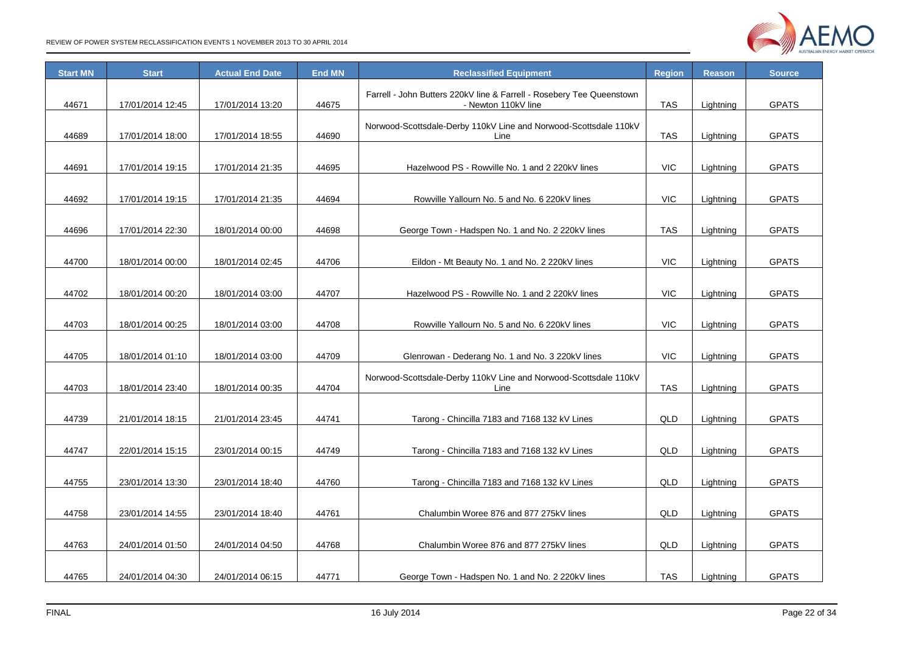| Start MN | Start | Actual End Date | End MN | Reclassified Equipment | Region | Reason | Source |
|---|---|---|---|---|---|---|---|
| 44671 | 17/01/2014 12:45 | 17/01/2014 13:20 | 44675 | Farrell - John Butters 220kV line & Farrell - Rosebery Tee Queenstown - Newton 110kV line | TAS | Lightning | GPATS |
| 44689 | 17/01/2014 18:00 | 17/01/2014 18:55 | 44690 | Norwood-Scottsdale-Derby 110kV Line and Norwood-Scottsdale 110kV Line | TAS | Lightning | GPATS |
| 44691 | 17/01/2014 19:15 | 17/01/2014 21:35 | 44695 | Hazelwood PS - Rowville No. 1 and 2 220kV lines | VIC | Lightning | GPATS |
| 44692 | 17/01/2014 19:15 | 17/01/2014 21:35 | 44694 | Rowville Yallourn No. 5 and No. 6 220kV lines | VIC | Lightning | GPATS |
| 44696 | 17/01/2014 22:30 | 18/01/2014 00:00 | 44698 | George Town - Hadspen No. 1 and No. 2 220kV lines | TAS | Lightning | GPATS |
| 44700 | 18/01/2014 00:00 | 18/01/2014 02:45 | 44706 | Eildon - Mt Beauty No. 1 and No. 2 220kV lines | VIC | Lightning | GPATS |
| 44702 | 18/01/2014 00:20 | 18/01/2014 03:00 | 44707 | Hazelwood PS - Rowville No. 1 and 2 220kV lines | VIC | Lightning | GPATS |
| 44703 | 18/01/2014 00:25 | 18/01/2014 03:00 | 44708 | Rowville Yallourn No. 5 and No. 6 220kV lines | VIC | Lightning | GPATS |
| 44705 | 18/01/2014 01:10 | 18/01/2014 03:00 | 44709 | Glenrowan - Dederang No. 1 and No. 3 220kV lines | VIC | Lightning | GPATS |
| 44703 | 18/01/2014 23:40 | 18/01/2014 00:35 | 44704 | Norwood-Scottsdale-Derby 110kV Line and Norwood-Scottsdale 110kV Line | TAS | Lightning | GPATS |
| 44739 | 21/01/2014 18:15 | 21/01/2014 23:45 | 44741 | Tarong - Chincilla 7183 and 7168 132 kV Lines | QLD | Lightning | GPATS |
| 44747 | 22/01/2014 15:15 | 23/01/2014 00:15 | 44749 | Tarong - Chincilla 7183 and 7168 132 kV Lines | QLD | Lightning | GPATS |
| 44755 | 23/01/2014 13:30 | 23/01/2014 18:40 | 44760 | Tarong - Chincilla 7183 and 7168 132 kV Lines | QLD | Lightning | GPATS |
| 44758 | 23/01/2014 14:55 | 23/01/2014 18:40 | 44761 | Chalumbin Woree 876 and 877 275kV lines | QLD | Lightning | GPATS |
| 44763 | 24/01/2014 01:50 | 24/01/2014 04:50 | 44768 | Chalumbin Woree 876 and 877 275kV lines | QLD | Lightning | GPATS |
| 44765 | 24/01/2014 04:30 | 24/01/2014 06:15 | 44771 | George Town - Hadspen No. 1 and No. 2 220kV lines | TAS | Lightning | GPATS |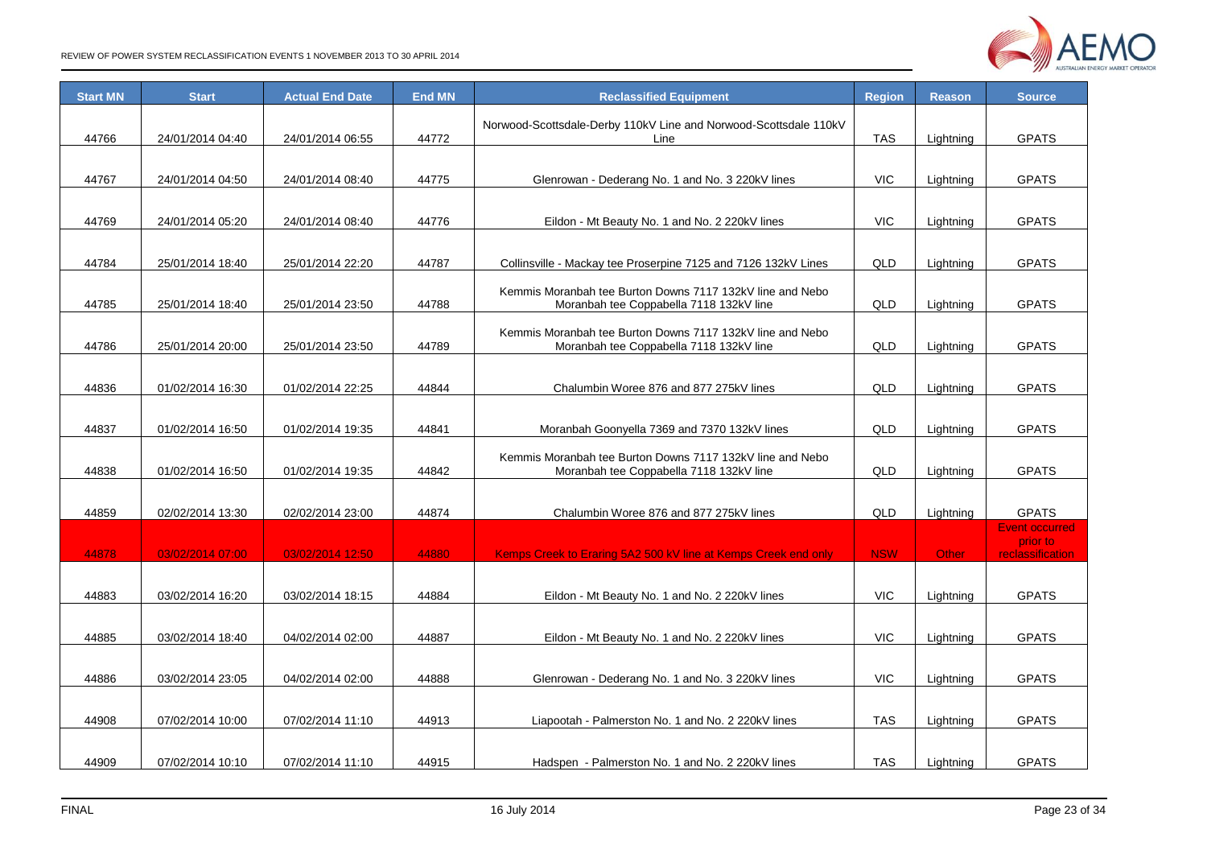| Start MN | Start | Actual End Date | End MN | Reclassified Equipment | Region | Reason | Source |
|---|---|---|---|---|---|---|---|
| 44766 | 24/01/2014 04:40 | 24/01/2014 06:55 | 44772 | Norwood-Scottsdale-Derby 110kV Line and Norwood-Scottsdale 110kV Line | TAS | Lightning | GPATS |
| 44767 | 24/01/2014 04:50 | 24/01/2014 08:40 | 44775 | Glenrowan - Dederang No. 1 and No. 3 220kV lines | VIC | Lightning | GPATS |
| 44769 | 24/01/2014 05:20 | 24/01/2014 08:40 | 44776 | Eildon - Mt Beauty No. 1 and No. 2 220kV lines | VIC | Lightning | GPATS |
| 44784 | 25/01/2014 18:40 | 25/01/2014 22:20 | 44787 | Collinsville - Mackay tee Proserpine 7125 and 7126 132kV Lines | QLD | Lightning | GPATS |
| 44785 | 25/01/2014 18:40 | 25/01/2014 23:50 | 44788 | Kemmis Moranbah tee Burton Downs 7117 132kV line and Nebo Moranbah tee Coppabella 7118 132kV line | QLD | Lightning | GPATS |
| 44786 | 25/01/2014 20:00 | 25/01/2014 23:50 | 44789 | Kemmis Moranbah tee Burton Downs 7117 132kV line and Nebo Moranbah tee Coppabella 7118 132kV line | QLD | Lightning | GPATS |
| 44836 | 01/02/2014 16:30 | 01/02/2014 22:25 | 44844 | Chalumbin Woree 876 and 877 275kV lines | QLD | Lightning | GPATS |
| 44837 | 01/02/2014 16:50 | 01/02/2014 19:35 | 44841 | Moranbah Goonyella 7369 and 7370 132kV lines | QLD | Lightning | GPATS |
| 44838 | 01/02/2014 16:50 | 01/02/2014 19:35 | 44842 | Kemmis Moranbah tee Burton Downs 7117 132kV line and Nebo Moranbah tee Coppabella 7118 132kV line | QLD | Lightning | GPATS |
| 44859 | 02/02/2014 13:30 | 02/02/2014 23:00 | 44874 | Chalumbin Woree 876 and 877 275kV lines | QLD | Lightning | GPATS |
| 44878 | 03/02/2014 07:00 | 03/02/2014 12:50 | 44880 | Kemps Creek to Eraring 5A2 500 kV line at Kemps Creek end only | NSW | Other | Event occurred prior to reclassification |
| 44883 | 03/02/2014 16:20 | 03/02/2014 18:15 | 44884 | Eildon - Mt Beauty No. 1 and No. 2 220kV lines | VIC | Lightning | GPATS |
| 44885 | 03/02/2014 18:40 | 04/02/2014 02:00 | 44887 | Eildon - Mt Beauty No. 1 and No. 2 220kV lines | VIC | Lightning | GPATS |
| 44886 | 03/02/2014 23:05 | 04/02/2014 02:00 | 44888 | Glenrowan - Dederang No. 1 and No. 3 220kV lines | VIC | Lightning | GPATS |
| 44908 | 07/02/2014 10:00 | 07/02/2014 11:10 | 44913 | Liapootah - Palmerston No. 1 and No. 2 220kV lines | TAS | Lightning | GPATS |
| 44909 | 07/02/2014 10:10 | 07/02/2014 11:10 | 44915 | Hadspen - Palmerston No. 1 and No. 2 220kV lines | TAS | Lightning | GPATS |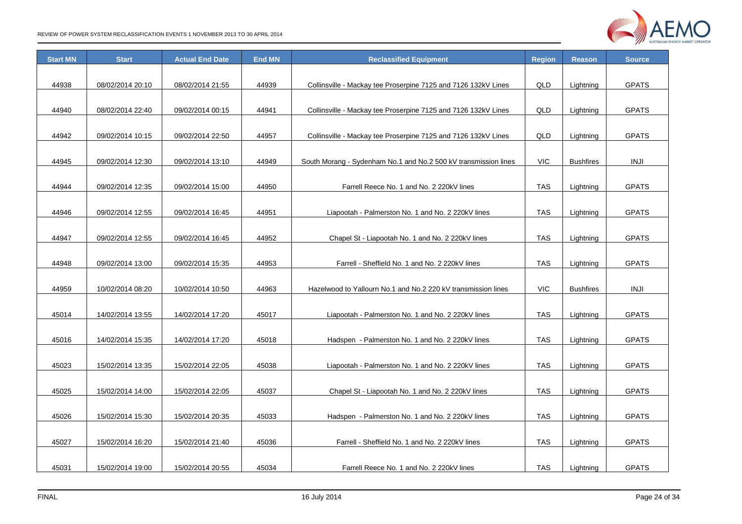| Start MN | Start | Actual End Date | End MN | Reclassified Equipment | Region | Reason | Source |
|---|---|---|---|---|---|---|---|
| 44938 | 08/02/2014 20:10 | 08/02/2014 21:55 | 44939 | Collinsville - Mackay tee Proserpine 7125 and 7126 132kV Lines | QLD | Lightning | GPATS |
| 44940 | 08/02/2014 22:40 | 09/02/2014 00:15 | 44941 | Collinsville - Mackay tee Proserpine 7125 and 7126 132kV Lines | QLD | Lightning | GPATS |
| 44942 | 09/02/2014 10:15 | 09/02/2014 22:50 | 44957 | Collinsville - Mackay tee Proserpine 7125 and 7126 132kV Lines | QLD | Lightning | GPATS |
| 44945 | 09/02/2014 12:30 | 09/02/2014 13:10 | 44949 | South Morang - Sydenham No.1 and No.2 500 kV transmission lines | VIC | Bushfires | INJI |
| 44944 | 09/02/2014 12:35 | 09/02/2014 15:00 | 44950 | Farrell Reece No. 1 and No. 2 220kV lines | TAS | Lightning | GPATS |
| 44946 | 09/02/2014 12:55 | 09/02/2014 16:45 | 44951 | Liapootah - Palmerston No. 1 and No. 2 220kV lines | TAS | Lightning | GPATS |
| 44947 | 09/02/2014 12:55 | 09/02/2014 16:45 | 44952 | Chapel St - Liapootah No. 1 and No. 2 220kV lines | TAS | Lightning | GPATS |
| 44948 | 09/02/2014 13:00 | 09/02/2014 15:35 | 44953 | Farrell - Sheffield No. 1 and No. 2 220kV lines | TAS | Lightning | GPATS |
| 44959 | 10/02/2014 08:20 | 10/02/2014 10:50 | 44963 | Hazelwood to Yallourn No.1 and No.2 220 kV transmission lines | VIC | Bushfires | INJI |
| 45014 | 14/02/2014 13:55 | 14/02/2014 17:20 | 45017 | Liapootah - Palmerston No. 1 and No. 2 220kV lines | TAS | Lightning | GPATS |
| 45016 | 14/02/2014 15:35 | 14/02/2014 17:20 | 45018 | Hadspen - Palmerston No. 1 and No. 2 220kV lines | TAS | Lightning | GPATS |
| 45023 | 15/02/2014 13:35 | 15/02/2014 22:05 | 45038 | Liapootah - Palmerston No. 1 and No. 2 220kV lines | TAS | Lightning | GPATS |
| 45025 | 15/02/2014 14:00 | 15/02/2014 22:05 | 45037 | Chapel St - Liapootah No. 1 and No. 2 220kV lines | TAS | Lightning | GPATS |
| 45026 | 15/02/2014 15:30 | 15/02/2014 20:35 | 45033 | Hadspen - Palmerston No. 1 and No. 2 220kV lines | TAS | Lightning | GPATS |
| 45027 | 15/02/2014 16:20 | 15/02/2014 21:40 | 45036 | Farrell - Sheffield No. 1 and No. 2 220kV lines | TAS | Lightning | GPATS |
| 45031 | 15/02/2014 19:00 | 15/02/2014 20:55 | 45034 | Farrell Reece No. 1 and No. 2 220kV lines | TAS | Lightning | GPATS |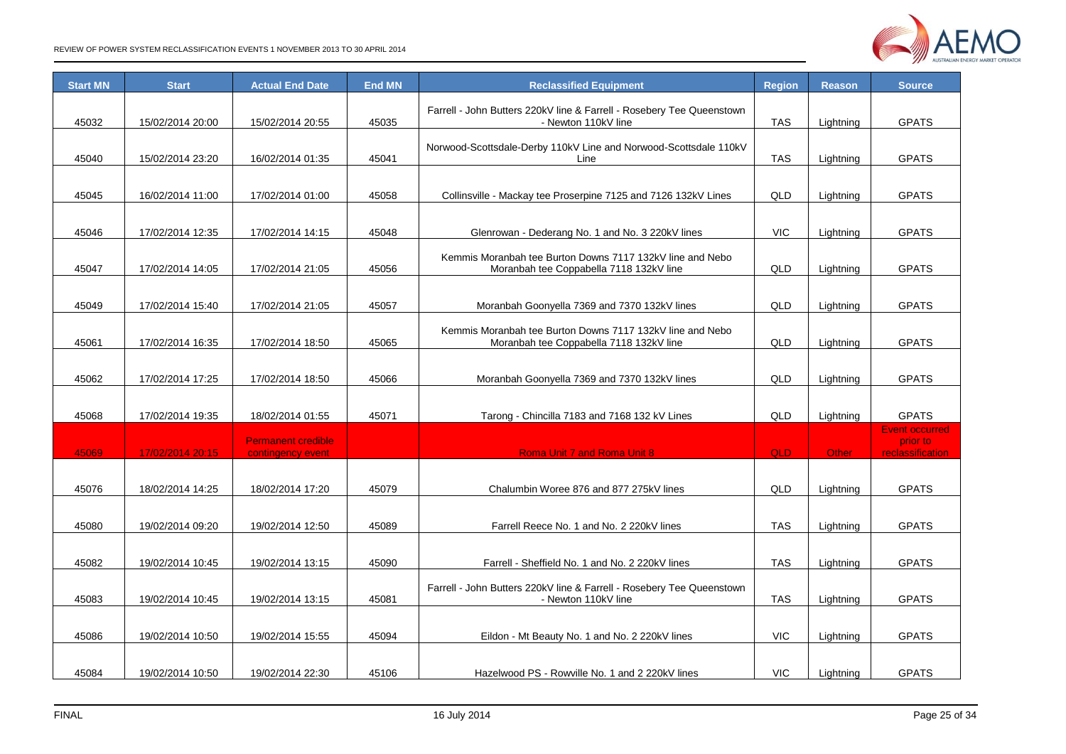| Start MN | Start | Actual End Date | End MN | Reclassified Equipment | Region | Reason | Source |
|---|---|---|---|---|---|---|---|
| 45032 | 15/02/2014 20:00 | 15/02/2014 20:55 | 45035 | Farrell - John Butters 220kV line & Farrell - Rosebery Tee Queenstown - Newton 110kV line | TAS | Lightning | GPATS |
| 45040 | 15/02/2014 23:20 | 16/02/2014 01:35 | 45041 | Norwood-Scottsdale-Derby 110kV Line and Norwood-Scottsdale 110kV Line | TAS | Lightning | GPATS |
| 45045 | 16/02/2014 11:00 | 17/02/2014 01:00 | 45058 | Collinsville - Mackay tee Proserpine 7125 and 7126 132kV Lines | QLD | Lightning | GPATS |
| 45046 | 17/02/2014 12:35 | 17/02/2014 14:15 | 45048 | Glenrowan - Dederang No. 1 and No. 3 220kV lines | VIC | Lightning | GPATS |
| 45047 | 17/02/2014 14:05 | 17/02/2014 21:05 | 45056 | Kemmis Moranbah tee Burton Downs 7117 132kV line and Nebo Moranbah tee Coppabella 7118 132kV line | QLD | Lightning | GPATS |
| 45049 | 17/02/2014 15:40 | 17/02/2014 21:05 | 45057 | Moranbah Goonyella 7369 and 7370 132kV lines | QLD | Lightning | GPATS |
| 45061 | 17/02/2014 16:35 | 17/02/2014 18:50 | 45065 | Kemmis Moranbah tee Burton Downs 7117 132kV line and Nebo Moranbah tee Coppabella 7118 132kV line | QLD | Lightning | GPATS |
| 45062 | 17/02/2014 17:25 | 17/02/2014 18:50 | 45066 | Moranbah Goonyella 7369 and 7370 132kV lines | QLD | Lightning | GPATS |
| 45068 | 17/02/2014 19:35 | 18/02/2014 01:55 | 45071 | Tarong - Chincilla 7183 and 7168 132 kV Lines | QLD | Lightning | GPATS |
| 45069 | 17/02/2014 20:15 | Permanent credible contingency event | | Roma Unit 7 and Roma Unit 8 | QLD | Other | Event occurred prior to reclassification |
| 45076 | 18/02/2014 14:25 | 18/02/2014 17:20 | 45079 | Chalumbin Woree 876 and 877 275kV lines | QLD | Lightning | GPATS |
| 45080 | 19/02/2014 09:20 | 19/02/2014 12:50 | 45089 | Farrell Reece No. 1 and No. 2 220kV lines | TAS | Lightning | GPATS |
| 45082 | 19/02/2014 10:45 | 19/02/2014 13:15 | 45090 | Farrell - Sheffield No. 1 and No. 2 220kV lines | TAS | Lightning | GPATS |
| 45083 | 19/02/2014 10:45 | 19/02/2014 13:15 | 45081 | Farrell - John Butters 220kV line & Farrell - Rosebery Tee Queenstown - Newton 110kV line | TAS | Lightning | GPATS |
| 45086 | 19/02/2014 10:50 | 19/02/2014 15:55 | 45094 | Eildon - Mt Beauty No. 1 and No. 2 220kV lines | VIC | Lightning | GPATS |
| 45084 | 19/02/2014 10:50 | 19/02/2014 22:30 | 45106 | Hazelwood PS - Rowville No. 1 and 2 220kV lines | VIC | Lightning | GPATS |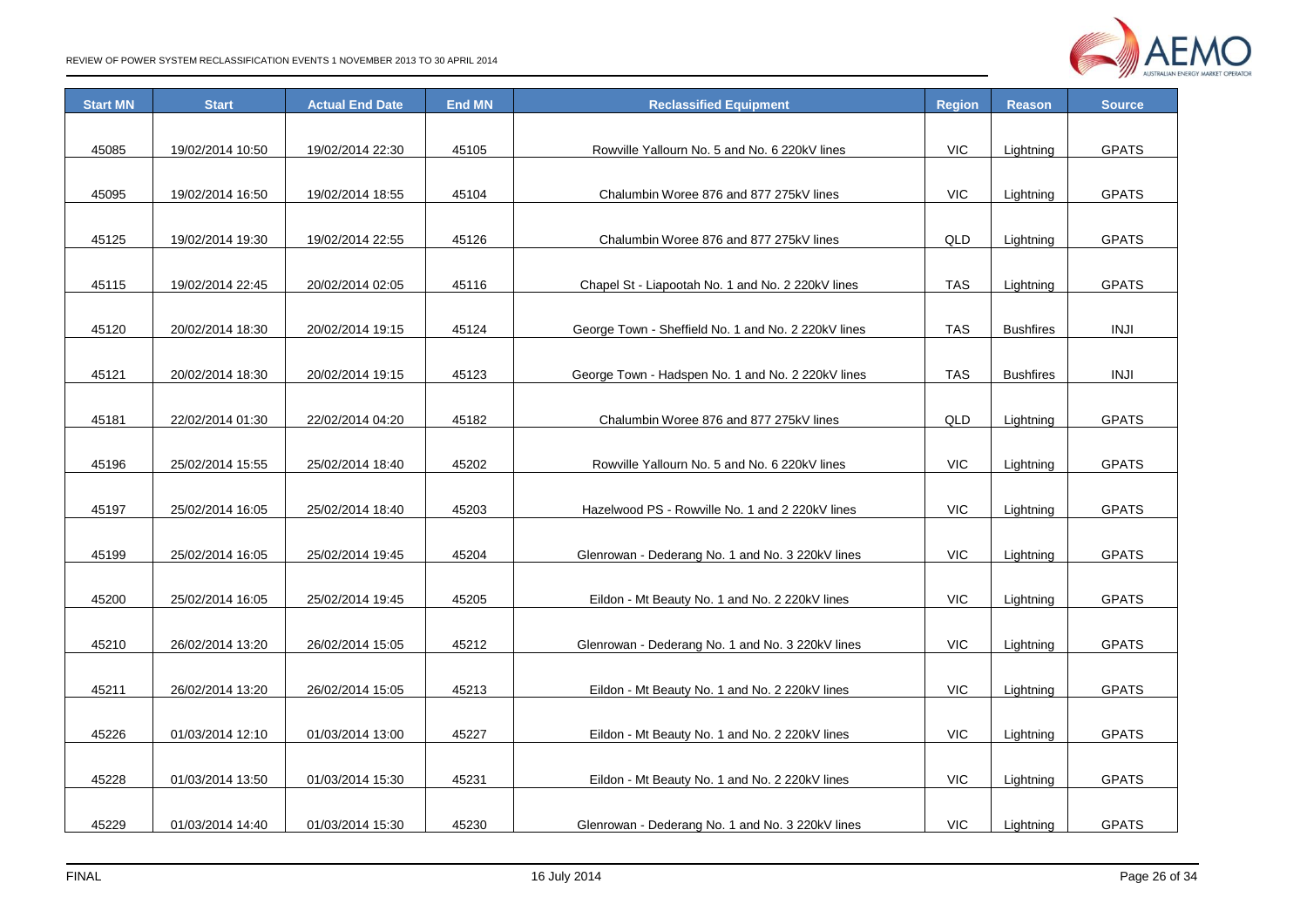| Start MN | Start | Actual End Date | End MN | Reclassified Equipment | Region | Reason | Source |
|---|---|---|---|---|---|---|---|
| 45085 | 19/02/2014 10:50 | 19/02/2014 22:30 | 45105 | Rowville Yallourn No. 5 and No. 6 220kV lines | VIC | Lightning | GPATS |
| 45095 | 19/02/2014 16:50 | 19/02/2014 18:55 | 45104 | Chalumbin Woree 876 and 877 275kV lines | VIC | Lightning | GPATS |
| 45125 | 19/02/2014 19:30 | 19/02/2014 22:55 | 45126 | Chalumbin Woree 876 and 877 275kV lines | QLD | Lightning | GPATS |
| 45115 | 19/02/2014 22:45 | 20/02/2014 02:05 | 45116 | Chapel St - Liapootah No. 1 and No. 2 220kV lines | TAS | Lightning | GPATS |
| 45120 | 20/02/2014 18:30 | 20/02/2014 19:15 | 45124 | George Town - Sheffield No. 1 and No. 2 220kV lines | TAS | Bushfires | INJI |
| 45121 | 20/02/2014 18:30 | 20/02/2014 19:15 | 45123 | George Town - Hadspen No. 1 and No. 2 220kV lines | TAS | Bushfires | INJI |
| 45181 | 22/02/2014 01:30 | 22/02/2014 04:20 | 45182 | Chalumbin Woree 876 and 877 275kV lines | QLD | Lightning | GPATS |
| 45196 | 25/02/2014 15:55 | 25/02/2014 18:40 | 45202 | Rowville Yallourn No. 5 and No. 6 220kV lines | VIC | Lightning | GPATS |
| 45197 | 25/02/2014 16:05 | 25/02/2014 18:40 | 45203 | Hazelwood PS - Rowville No. 1 and 2 220kV lines | VIC | Lightning | GPATS |
| 45199 | 25/02/2014 16:05 | 25/02/2014 19:45 | 45204 | Glenrowan - Dederang No. 1 and No. 3 220kV lines | VIC | Lightning | GPATS |
| 45200 | 25/02/2014 16:05 | 25/02/2014 19:45 | 45205 | Eildon - Mt Beauty No. 1 and No. 2 220kV lines | VIC | Lightning | GPATS |
| 45210 | 26/02/2014 13:20 | 26/02/2014 15:05 | 45212 | Glenrowan - Dederang No. 1 and No. 3 220kV lines | VIC | Lightning | GPATS |
| 45211 | 26/02/2014 13:20 | 26/02/2014 15:05 | 45213 | Eildon - Mt Beauty No. 1 and No. 2 220kV lines | VIC | Lightning | GPATS |
| 45226 | 01/03/2014 12:10 | 01/03/2014 13:00 | 45227 | Eildon - Mt Beauty No. 1 and No. 2 220kV lines | VIC | Lightning | GPATS |
| 45228 | 01/03/2014 13:50 | 01/03/2014 15:30 | 45231 | Eildon - Mt Beauty No. 1 and No. 2 220kV lines | VIC | Lightning | GPATS |
| 45229 | 01/03/2014 14:40 | 01/03/2014 15:30 | 45230 | Glenrowan - Dederang No. 1 and No. 3 220kV lines | VIC | Lightning | GPATS |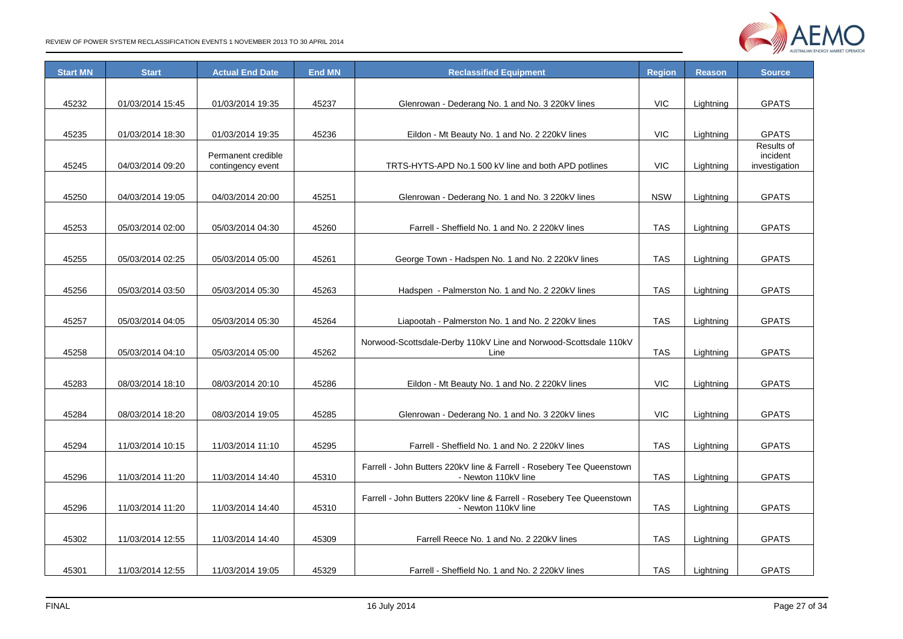| Start MN | Start | Actual End Date | End MN | Reclassified Equipment | Region | Reason | Source |
|---|---|---|---|---|---|---|---|
| 45232 | 01/03/2014 15:45 | 01/03/2014 19:35 | 45237 | Glenrowan - Dederang No. 1 and No. 3 220kV lines | VIC | Lightning | GPATS |
| 45235 | 01/03/2014 18:30 | 01/03/2014 19:35 | 45236 | Eildon - Mt Beauty No. 1 and No. 2 220kV lines | VIC | Lightning | GPATS |
| 45245 | 04/03/2014 09:20 | Permanent credible contingency event | | TRTS-HYTS-APD No.1 500 kV line and both APD potlines | VIC | Lightning | Results of incident investigation |
| 45250 | 04/03/2014 19:05 | 04/03/2014 20:00 | 45251 | Glenrowan - Dederang No. 1 and No. 3 220kV lines | NSW | Lightning | GPATS |
| 45253 | 05/03/2014 02:00 | 05/03/2014 04:30 | 45260 | Farrell - Sheffield No. 1 and No. 2 220kV lines | TAS | Lightning | GPATS |
| 45255 | 05/03/2014 02:25 | 05/03/2014 05:00 | 45261 | George Town - Hadspen No. 1 and No. 2 220kV lines | TAS | Lightning | GPATS |
| 45256 | 05/03/2014 03:50 | 05/03/2014 05:30 | 45263 | Hadspen - Palmerston No. 1 and No. 2 220kV lines | TAS | Lightning | GPATS |
| 45257 | 05/03/2014 04:05 | 05/03/2014 05:30 | 45264 | Liapootah - Palmerston No. 1 and No. 2 220kV lines | TAS | Lightning | GPATS |
| 45258 | 05/03/2014 04:10 | 05/03/2014 05:00 | 45262 | Norwood-Scottsdale-Derby 110kV Line and Norwood-Scottsdale 110kV Line | TAS | Lightning | GPATS |
| 45283 | 08/03/2014 18:10 | 08/03/2014 20:10 | 45286 | Eildon - Mt Beauty No. 1 and No. 2 220kV lines | VIC | Lightning | GPATS |
| 45284 | 08/03/2014 18:20 | 08/03/2014 19:05 | 45285 | Glenrowan - Dederang No. 1 and No. 3 220kV lines | VIC | Lightning | GPATS |
| 45294 | 11/03/2014 10:15 | 11/03/2014 11:10 | 45295 | Farrell - Sheffield No. 1 and No. 2 220kV lines | TAS | Lightning | GPATS |
| 45296 | 11/03/2014 11:20 | 11/03/2014 14:40 | 45310 | Farrell - John Butters 220kV line & Farrell - Rosebery Tee Queenstown - Newton 110kV line | TAS | Lightning | GPATS |
| 45296 | 11/03/2014 11:20 | 11/03/2014 14:40 | 45310 | Farrell - John Butters 220kV line & Farrell - Rosebery Tee Queenstown - Newton 110kV line | TAS | Lightning | GPATS |
| 45302 | 11/03/2014 12:55 | 11/03/2014 14:40 | 45309 | Farrell Reece No. 1 and No. 2 220kV lines | TAS | Lightning | GPATS |
| 45301 | 11/03/2014 12:55 | 11/03/2014 19:05 | 45329 | Farrell - Sheffield No. 1 and No. 2 220kV lines | TAS | Lightning | GPATS |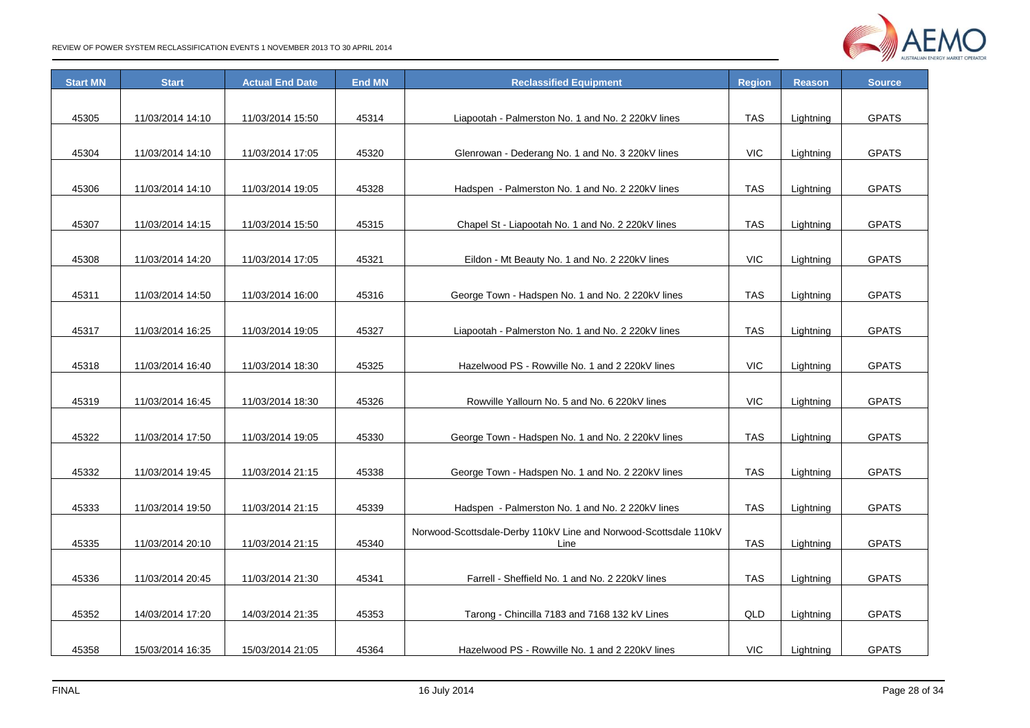| Start MN | Start | Actual End Date | End MN | Reclassified Equipment | Region | Reason | Source |
|---|---|---|---|---|---|---|---|
| 45305 | 11/03/2014 14:10 | 11/03/2014 15:50 | 45314 | Liapootah - Palmerston No. 1 and No. 2 220kV lines | TAS | Lightning | GPATS |
| 45304 | 11/03/2014 14:10 | 11/03/2014 17:05 | 45320 | Glenrowan - Dederang No. 1 and No. 3 220kV lines | VIC | Lightning | GPATS |
| 45306 | 11/03/2014 14:10 | 11/03/2014 19:05 | 45328 | Hadspen - Palmerston No. 1 and No. 2 220kV lines | TAS | Lightning | GPATS |
| 45307 | 11/03/2014 14:15 | 11/03/2014 15:50 | 45315 | Chapel St - Liapootah No. 1 and No. 2 220kV lines | TAS | Lightning | GPATS |
| 45308 | 11/03/2014 14:20 | 11/03/2014 17:05 | 45321 | Eildon - Mt Beauty No. 1 and No. 2 220kV lines | VIC | Lightning | GPATS |
| 45311 | 11/03/2014 14:50 | 11/03/2014 16:00 | 45316 | George Town - Hadspen No. 1 and No. 2 220kV lines | TAS | Lightning | GPATS |
| 45317 | 11/03/2014 16:25 | 11/03/2014 19:05 | 45327 | Liapootah - Palmerston No. 1 and No. 2 220kV lines | TAS | Lightning | GPATS |
| 45318 | 11/03/2014 16:40 | 11/03/2014 18:30 | 45325 | Hazelwood PS - Rowville No. 1 and 2 220kV lines | VIC | Lightning | GPATS |
| 45319 | 11/03/2014 16:45 | 11/03/2014 18:30 | 45326 | Rowville Yallourn No. 5 and No. 6 220kV lines | VIC | Lightning | GPATS |
| 45322 | 11/03/2014 17:50 | 11/03/2014 19:05 | 45330 | George Town - Hadspen No. 1 and No. 2 220kV lines | TAS | Lightning | GPATS |
| 45332 | 11/03/2014 19:45 | 11/03/2014 21:15 | 45338 | George Town - Hadspen No. 1 and No. 2 220kV lines | TAS | Lightning | GPATS |
| 45333 | 11/03/2014 19:50 | 11/03/2014 21:15 | 45339 | Hadspen - Palmerston No. 1 and No. 2 220kV lines | TAS | Lightning | GPATS |
| 45335 | 11/03/2014 20:10 | 11/03/2014 21:15 | 45340 | Norwood-Scottsdale-Derby 110kV Line and Norwood-Scottsdale 110kV Line | TAS | Lightning | GPATS |
| 45336 | 11/03/2014 20:45 | 11/03/2014 21:30 | 45341 | Farrell - Sheffield No. 1 and No. 2 220kV lines | TAS | Lightning | GPATS |
| 45352 | 14/03/2014 17:20 | 14/03/2014 21:35 | 45353 | Tarong - Chincilla 7183 and 7168 132 kV Lines | QLD | Lightning | GPATS |
| 45358 | 15/03/2014 16:35 | 15/03/2014 21:05 | 45364 | Hazelwood PS - Rowville No. 1 and 2 220kV lines | VIC | Lightning | GPATS |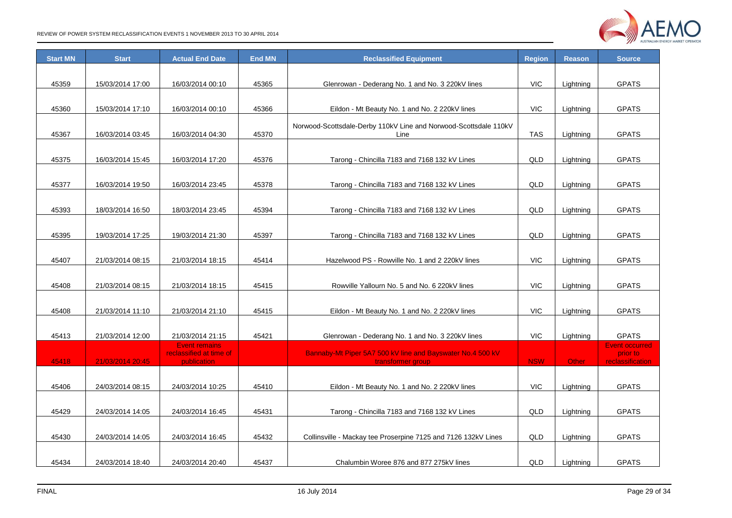| Start MN | Start | Actual End Date | End MN | Reclassified Equipment | Region | Reason | Source |
|---|---|---|---|---|---|---|---|
| 45359 | 15/03/2014 17:00 | 16/03/2014 00:10 | 45365 | Glenrowan - Dederang No. 1 and No. 3 220kV lines | VIC | Lightning | GPATS |
| 45360 | 15/03/2014 17:10 | 16/03/2014 00:10 | 45366 | Eildon - Mt Beauty No. 1 and No. 2 220kV lines | VIC | Lightning | GPATS |
| 45367 | 16/03/2014 03:45 | 16/03/2014 04:30 | 45370 | Norwood-Scottsdale-Derby 110kV Line and Norwood-Scottsdale 110kV Line | TAS | Lightning | GPATS |
| 45375 | 16/03/2014 15:45 | 16/03/2014 17:20 | 45376 | Tarong - Chincilla 7183 and 7168 132 kV Lines | QLD | Lightning | GPATS |
| 45377 | 16/03/2014 19:50 | 16/03/2014 23:45 | 45378 | Tarong - Chincilla 7183 and 7168 132 kV Lines | QLD | Lightning | GPATS |
| 45393 | 18/03/2014 16:50 | 18/03/2014 23:45 | 45394 | Tarong - Chincilla 7183 and 7168 132 kV Lines | QLD | Lightning | GPATS |
| 45395 | 19/03/2014 17:25 | 19/03/2014 21:30 | 45397 | Tarong - Chincilla 7183 and 7168 132 kV Lines | QLD | Lightning | GPATS |
| 45407 | 21/03/2014 08:15 | 21/03/2014 18:15 | 45414 | Hazelwood PS - Rowville No. 1 and 2 220kV lines | VIC | Lightning | GPATS |
| 45408 | 21/03/2014 08:15 | 21/03/2014 18:15 | 45415 | Rowville Yallourn No. 5 and No. 6 220kV lines | VIC | Lightning | GPATS |
| 45408 | 21/03/2014 11:10 | 21/03/2014 21:10 | 45415 | Eildon - Mt Beauty No. 1 and No. 2 220kV lines | VIC | Lightning | GPATS |
| 45413 | 21/03/2014 12:00 | 21/03/2014 21:15 | 45421 | Glenrowan - Dederang No. 1 and No. 3 220kV lines | VIC | Lightning | GPATS |
| 45418 | 21/03/2014 20:45 | Event remains reclassified at time of publication | | Bannaby-Mt Piper 5A7 500 kV line and Bayswater No.4 500 kV transformer group | NSW | Other | Event occurred prior to reclassification |
| 45406 | 24/03/2014 08:15 | 24/03/2014 10:25 | 45410 | Eildon - Mt Beauty No. 1 and No. 2 220kV lines | VIC | Lightning | GPATS |
| 45429 | 24/03/2014 14:05 | 24/03/2014 16:45 | 45431 | Tarong - Chincilla 7183 and 7168 132 kV Lines | QLD | Lightning | GPATS |
| 45430 | 24/03/2014 14:05 | 24/03/2014 16:45 | 45432 | Collinsville - Mackay tee Proserpine 7125 and 7126 132kV Lines | QLD | Lightning | GPATS |
| 45434 | 24/03/2014 18:40 | 24/03/2014 20:40 | 45437 | Chalumbin Woree 876 and 877 275kV lines | QLD | Lightning | GPATS |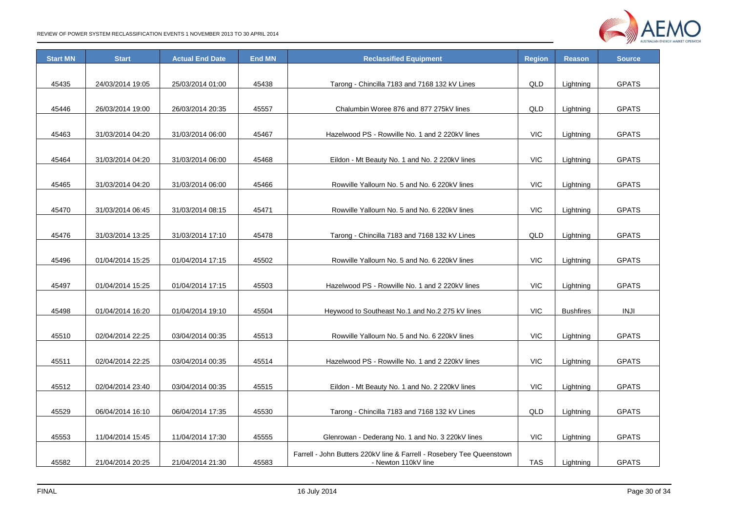| Start MN | Start | Actual End Date | End MN | Reclassified Equipment | Region | Reason | Source |
|---|---|---|---|---|---|---|---|
| 45435 | 24/03/2014 19:05 | 25/03/2014 01:00 | 45438 | Tarong - Chincilla 7183 and 7168 132 kV Lines | QLD | Lightning | GPATS |
| 45446 | 26/03/2014 19:00 | 26/03/2014 20:35 | 45557 | Chalumbin Woree 876 and 877 275kV lines | QLD | Lightning | GPATS |
| 45463 | 31/03/2014 04:20 | 31/03/2014 06:00 | 45467 | Hazelwood PS - Rowville No. 1 and 2 220kV lines | VIC | Lightning | GPATS |
| 45464 | 31/03/2014 04:20 | 31/03/2014 06:00 | 45468 | Eildon - Mt Beauty No. 1 and No. 2 220kV lines | VIC | Lightning | GPATS |
| 45465 | 31/03/2014 04:20 | 31/03/2014 06:00 | 45466 | Rowville Yallourn No. 5 and No. 6 220kV lines | VIC | Lightning | GPATS |
| 45470 | 31/03/2014 06:45 | 31/03/2014 08:15 | 45471 | Rowville Yallourn No. 5 and No. 6 220kV lines | VIC | Lightning | GPATS |
| 45476 | 31/03/2014 13:25 | 31/03/2014 17:10 | 45478 | Tarong - Chincilla 7183 and 7168 132 kV Lines | QLD | Lightning | GPATS |
| 45496 | 01/04/2014 15:25 | 01/04/2014 17:15 | 45502 | Rowville Yallourn No. 5 and No. 6 220kV lines | VIC | Lightning | GPATS |
| 45497 | 01/04/2014 15:25 | 01/04/2014 17:15 | 45503 | Hazelwood PS - Rowville No. 1 and 2 220kV lines | VIC | Lightning | GPATS |
| 45498 | 01/04/2014 16:20 | 01/04/2014 19:10 | 45504 | Heywood to Southeast No.1 and No.2 275 kV lines | VIC | Bushfires | INJI |
| 45510 | 02/04/2014 22:25 | 03/04/2014 00:35 | 45513 | Rowville Yallourn No. 5 and No. 6 220kV lines | VIC | Lightning | GPATS |
| 45511 | 02/04/2014 22:25 | 03/04/2014 00:35 | 45514 | Hazelwood PS - Rowville No. 1 and 2 220kV lines | VIC | Lightning | GPATS |
| 45512 | 02/04/2014 23:40 | 03/04/2014 00:35 | 45515 | Eildon - Mt Beauty No. 1 and No. 2 220kV lines | VIC | Lightning | GPATS |
| 45529 | 06/04/2014 16:10 | 06/04/2014 17:35 | 45530 | Tarong - Chincilla 7183 and 7168 132 kV Lines | QLD | Lightning | GPATS |
| 45553 | 11/04/2014 15:45 | 11/04/2014 17:30 | 45555 | Glenrowan - Dederang No. 1 and No. 3 220kV lines | VIC | Lightning | GPATS |
| 45582 | 21/04/2014 20:25 | 21/04/2014 21:30 | 45583 | Farrell - John Butters 220kV line & Farrell - Rosebery Tee Queenstown - Newton 110kV line | TAS | Lightning | GPATS |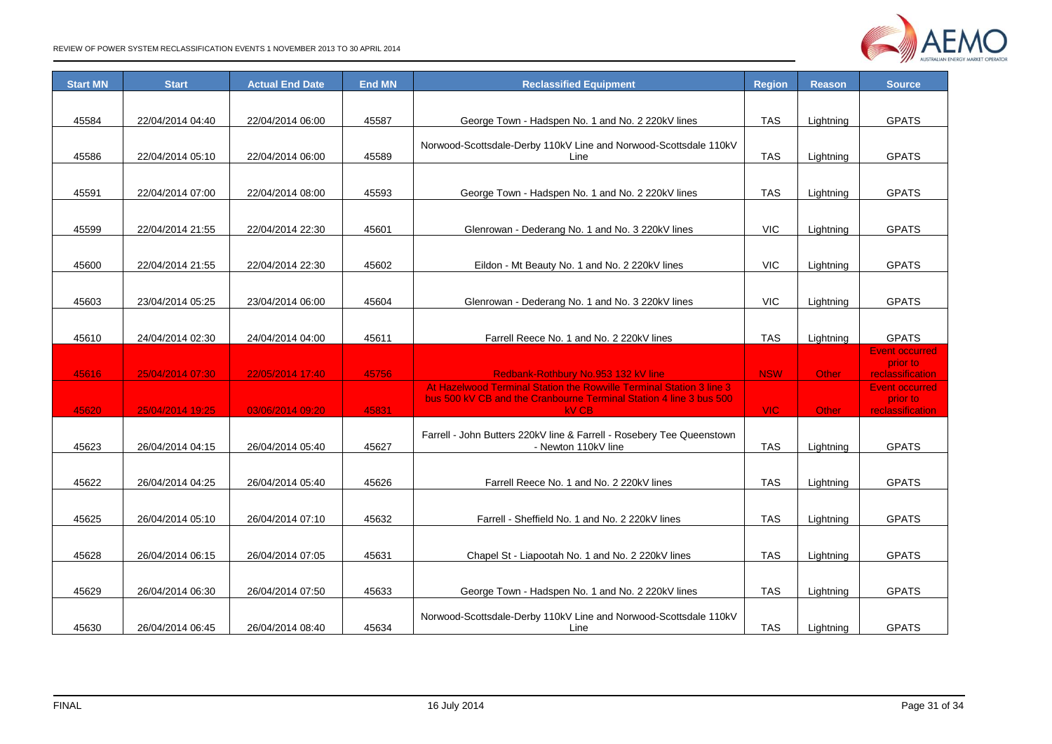| Start MN | Start | Actual End Date | End MN | Reclassified Equipment | Region | Reason | Source |
|---|---|---|---|---|---|---|---|
| 45584 | 22/04/2014 04:40 | 22/04/2014 06:00 | 45587 | George Town - Hadspen No. 1 and No. 2 220kV lines | TAS | Lightning | GPATS |
| 45586 | 22/04/2014 05:10 | 22/04/2014 06:00 | 45589 | Norwood-Scottsdale-Derby 110kV Line and Norwood-Scottsdale 110kV Line | TAS | Lightning | GPATS |
| 45591 | 22/04/2014 07:00 | 22/04/2014 08:00 | 45593 | George Town - Hadspen No. 1 and No. 2 220kV lines | TAS | Lightning | GPATS |
| 45599 | 22/04/2014 21:55 | 22/04/2014 22:30 | 45601 | Glenrowan - Dederang No. 1 and No. 3 220kV lines | VIC | Lightning | GPATS |
| 45600 | 22/04/2014 21:55 | 22/04/2014 22:30 | 45602 | Eildon - Mt Beauty No. 1 and No. 2 220kV lines | VIC | Lightning | GPATS |
| 45603 | 23/04/2014 05:25 | 23/04/2014 06:00 | 45604 | Glenrowan - Dederang No. 1 and No. 3 220kV lines | VIC | Lightning | GPATS |
| 45610 | 24/04/2014 02:30 | 24/04/2014 04:00 | 45611 | Farrell Reece No. 1 and No. 2 220kV lines | TAS | Lightning | GPATS |
| 45616 | 25/04/2014 07:30 | 22/05/2014 17:40 | 45756 | Redbank-Rothbury No.953 132 kV line | NSW | Other | Event occurred prior to reclassification |
| 45620 | 25/04/2014 19:25 | 03/06/2014 09:20 | 45831 | At Hazelwood Terminal Station the Rowville Terminal Station 3 line 3 bus 500 kV CB and the Cranbourne Terminal Station 4 line 3 bus 500 kV CB | VIC | Other | Event occurred prior to reclassification |
| 45623 | 26/04/2014 04:15 | 26/04/2014 05:40 | 45627 | Farrell - John Butters 220kV line & Farrell - Rosebery Tee Queenstown - Newton 110kV line | TAS | Lightning | GPATS |
| 45622 | 26/04/2014 04:25 | 26/04/2014 05:40 | 45626 | Farrell Reece No. 1 and No. 2 220kV lines | TAS | Lightning | GPATS |
| 45625 | 26/04/2014 05:10 | 26/04/2014 07:10 | 45632 | Farrell - Sheffield No. 1 and No. 2 220kV lines | TAS | Lightning | GPATS |
| 45628 | 26/04/2014 06:15 | 26/04/2014 07:05 | 45631 | Chapel St - Liapootah No. 1 and No. 2 220kV lines | TAS | Lightning | GPATS |
| 45629 | 26/04/2014 06:30 | 26/04/2014 07:50 | 45633 | George Town - Hadspen No. 1 and No. 2 220kV lines | TAS | Lightning | GPATS |
| 45630 | 26/04/2014 06:45 | 26/04/2014 08:40 | 45634 | Norwood-Scottsdale-Derby 110kV Line and Norwood-Scottsdale 110kV Line | TAS | Lightning | GPATS |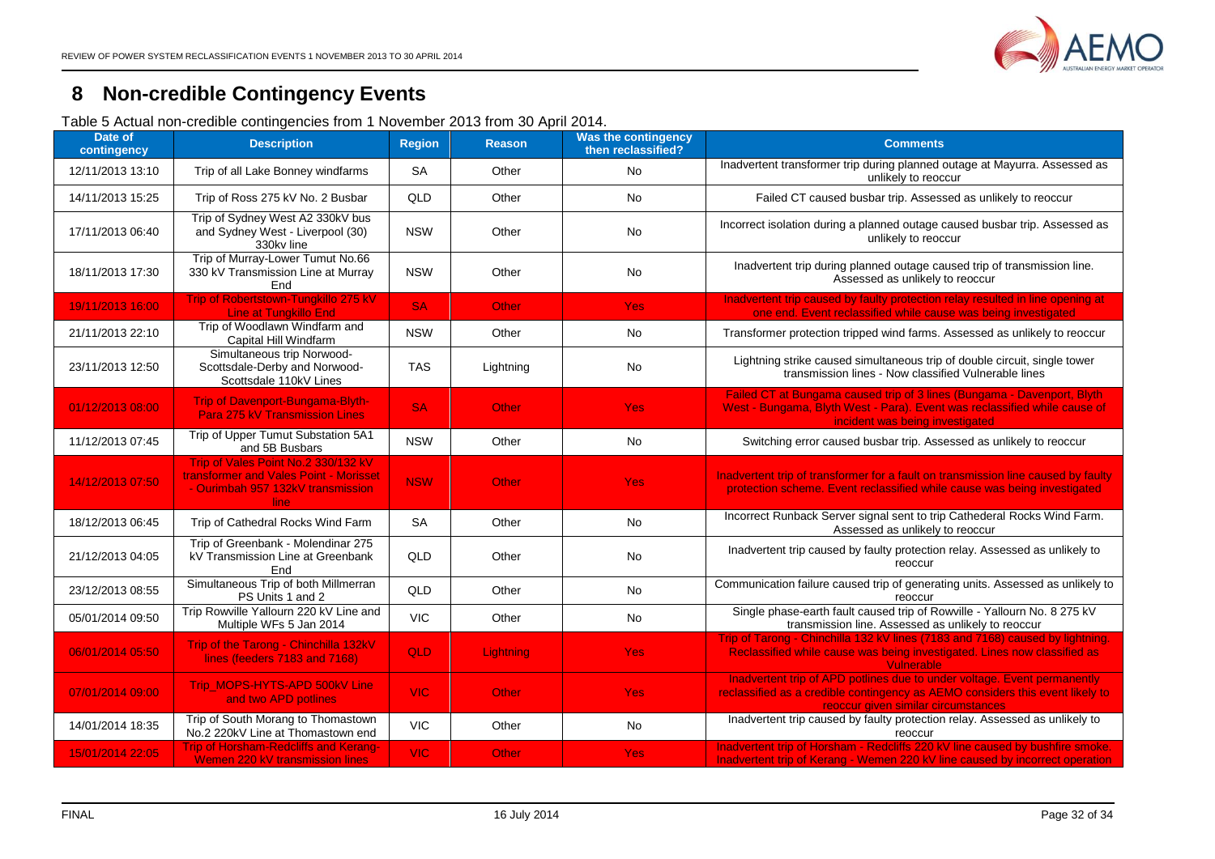# 8 Non-credible Contingency Events

Table 5 Actual non-credible contingencies from 1 November 2013 from 30 April 2014.

| Date of contingency | Description | Region | Reason | Was the contingency then reclassified? | Comments |
|---|---|---|---|---|---|
| 12/11/2013 13:10 | Trip of all Lake Bonney windfarms | SA | Other | No | Inadvertent transformer trip during planned outage at Mayurra. Assessed as unlikely to reoccur |
| 14/11/2013 15:25 | Trip of Ross 275 kV No. 2 Busbar | QLD | Other | No | Failed CT caused busbar trip. Assessed as unlikely to reoccur |
| 17/11/2013 06:40 | Trip of Sydney West A2 330kV bus and Sydney West - Liverpool (30) 330kv line | NSW | Other | No | Incorrect isolation during a planned outage caused busbar trip. Assessed as unlikely to reoccur |
| 18/11/2013 17:30 | Trip of Murray-Lower Tumut No.66 330 kV Transmission Line at Murray End | NSW | Other | No | Inadvertent trip during planned outage caused trip of transmission line. Assessed as unlikely to reoccur |
| 19/11/2013 16:00 | Trip of Robertstown-Tungkillo 275 kV Line at Tungkillo End | SA | Other | Yes | Inadvertent trip caused by faulty protection relay resulted in line opening at one end. Event reclassified while cause was being investigated |
| 21/11/2013 22:10 | Trip of Woodlawn Windfarm and Capital Hill Windfarm | NSW | Other | No | Transformer protection tripped wind farms. Assessed as unlikely to reoccur |
| 23/11/2013 12:50 | Simultaneous trip Norwood-Scottsdale-Derby and Norwood-Scottsdale 110kV Lines | TAS | Lightning | No | Lightning strike caused simultaneous trip of double circuit, single tower transmission lines - Now classified Vulnerable lines |
| 01/12/2013 08:00 | Trip of Davenport-Bungama-Blyth-Para 275 kV Transmission Lines | SA | Other | Yes | Failed CT at Bungama caused trip of 3 lines (Bungama - Davenport, Blyth West - Bungama, Blyth West - Para). Event was reclassified while cause of incident was being investigated |
| 11/12/2013 07:45 | Trip of Upper Tumut Substation 5A1 and 5B Busbars | NSW | Other | No | Switching error caused busbar trip. Assessed as unlikely to reoccur |
| 14/12/2013 07:50 | Trip of Vales Point No.2 330/132 kV transformer and Vales Point - Morisset - Ourimbah 957 132kV transmission line | NSW | Other | Yes | Inadvertent trip of transformer for a fault on transmission line caused by faulty protection scheme. Event reclassified while cause was being investigated |
| 18/12/2013 06:45 | Trip of Cathedral Rocks Wind Farm | SA | Other | No | Incorrect Runback Server signal sent to trip Cathederal Rocks Wind Farm. Assessed as unlikely to reoccur |
| 21/12/2013 04:05 | Trip of Greenbank - Molendinar 275 kV Transmission Line at Greenbank End | QLD | Other | No | Inadvertent trip caused by faulty protection relay. Assessed as unlikely to reoccur |
| 23/12/2013 08:55 | Simultaneous Trip of both Millmerran PS Units 1 and 2 | QLD | Other | No | Communication failure caused trip of generating units. Assessed as unlikely to reoccur |
| 05/01/2014 09:50 | Trip Rowville Yallourn 220 kV Line and Multiple WFs 5 Jan 2014 | VIC | Other | No | Single phase-earth fault caused trip of Rowville - Yallourn No. 8 275 kV transmission line. Assessed as unlikely to reoccur |
| 06/01/2014 05:50 | Trip of the Tarong - Chinchilla 132kV lines (feeders 7183 and 7168) | QLD | Lightning | Yes | Trip of Tarong - Chinchilla 132 kV lines (7183 and 7168) caused by lightning. Reclassified while cause was being investigated. Lines now classified as Vulnerable |
| 07/01/2014 09:00 | Trip_MOPS-HYTS-APD 500kV Line and two APD potlines | VIC | Other | Yes | Inadvertent trip of APD potlines due to under voltage. Event permanently reclassified as a credible contingency as AEMO considers this event likely to reoccur given similar circumstances |
| 14/01/2014 18:35 | Trip of South Morang to Thomastown No.2 220kV Line at Thomastown end | VIC | Other | No | Inadvertent trip caused by faulty protection relay. Assessed as unlikely to reoccur |
| 15/01/2014 22:05 | Trip of Horsham-Redcliffs and Kerang-Wemen 220 kV transmission lines | VIC | Other | Yes | Inadvertent trip of Horsham - Redcliffs 220 kV line caused by bushfire smoke. Inadvertent trip of Kerang - Wemen 220 kV line caused by incorrect operation |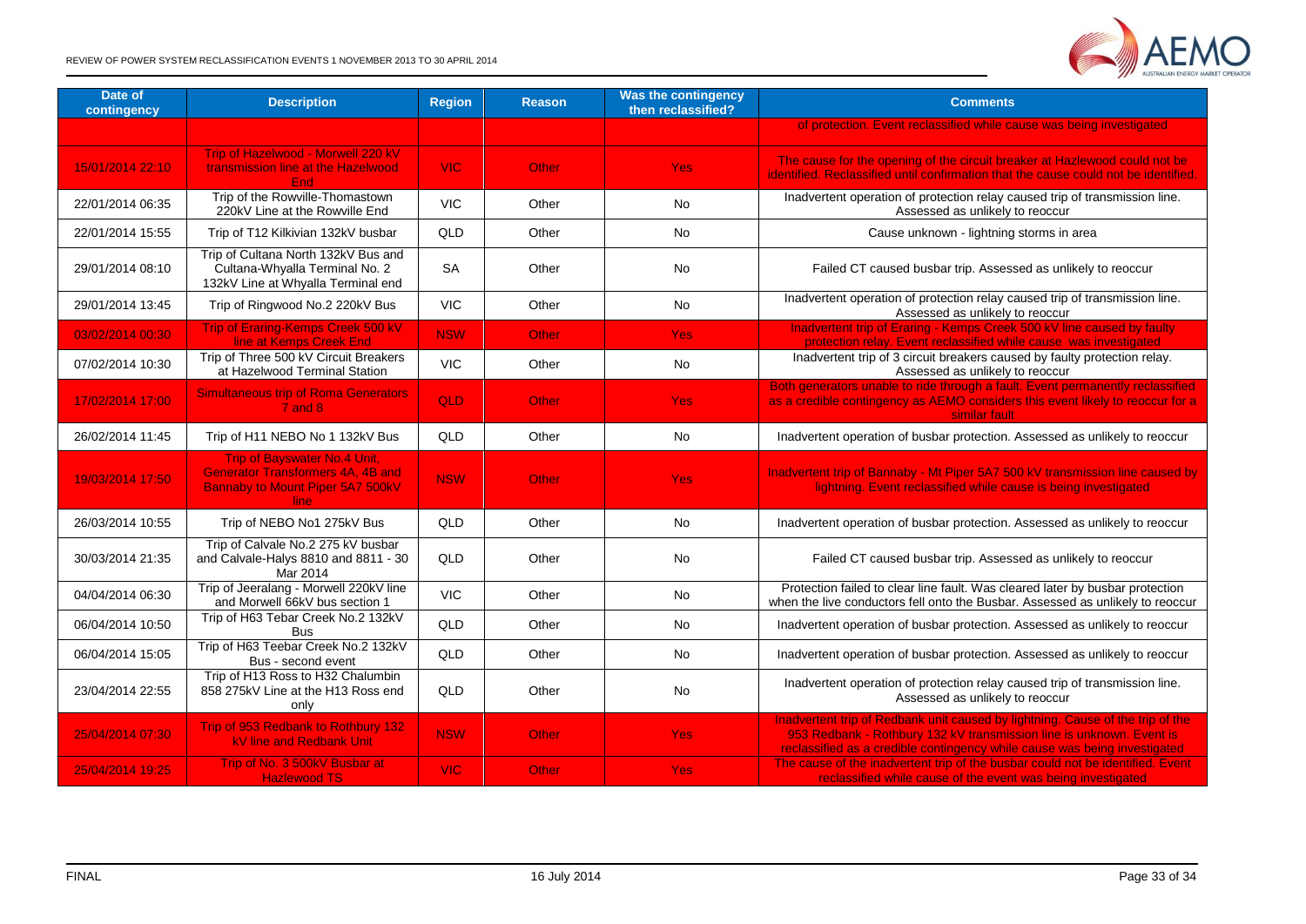| Date of contingency | Description | Region | Reason | Was the contingency then reclassified? | Comments |
|---|---|---|---|---|---|
| | | | | | of protection. Event reclassified while cause was being investigated |
| 15/01/2014 22:10 | Trip of Hazelwood - Morwell 220 kV transmission line at the Hazelwood End | VIC | Other | Yes | The cause for the opening of the circuit breaker at Hazlewood could not be identified. Reclassified until confirmation that the cause could not be identified. |
| 22/01/2014 06:35 | Trip of the Rowville-Thomastown 220kV Line at the Rowville End | VIC | Other | No | Inadvertent operation of protection relay caused trip of transmission line. Assessed as unlikely to reoccur |
| 22/01/2014 15:55 | Trip of T12 Kilkivian 132kV busbar | QLD | Other | No | Cause unknown - lightning storms in area |
| 29/01/2014 08:10 | Trip of Cultana North 132kV Bus and Cultana-Whyalla Terminal No. 2 132kV Line at Whyalla Terminal end | SA | Other | No | Failed CT caused busbar trip. Assessed as unlikely to reoccur |
| 29/01/2014 13:45 | Trip of Ringwood No.2 220kV Bus | VIC | Other | No | Inadvertent operation of protection relay caused trip of transmission line. Assessed as unlikely to reoccur |
| 03/02/2014 00:30 | Trip of Eraring-Kemps Creek 500 kV line at Kemps Creek End | NSW | Other | Yes | Inadvertent trip of Eraring - Kemps Creek 500 kV line caused by faulty protection relay. Event reclassified while cause was investigated |
| 07/02/2014 10:30 | Trip of Three 500 kV Circuit Breakers at Hazelwood Terminal Station | VIC | Other | No | Inadvertent trip of 3 circuit breakers caused by faulty protection relay. Assessed as unlikely to reoccur |
| 17/02/2014 17:00 | Simultaneous trip of Roma Generators 7 and 8 | QLD | Other | Yes | Both generators unable to ride through a fault. Event permanently reclassified as a credible contingency as AEMO considers this event likely to reoccur for a similar fault |
| 26/02/2014 11:45 | Trip of H11 NEBO No 1 132kV Bus | QLD | Other | No | Inadvertent operation of busbar protection. Assessed as unlikely to reoccur |
| 19/03/2014 17:50 | Trip of Bayswater No.4 Unit, Generator Transformers 4A, 4B and Bannaby to Mount Piper 5A7 500kV line | NSW | Other | Yes | Inadvertent trip of Bannaby - Mt Piper 5A7 500 kV transmission line caused by lightning. Event reclassified while cause is being investigated |
| 26/03/2014 10:55 | Trip of NEBO No1 275kV Bus | QLD | Other | No | Inadvertent operation of busbar protection. Assessed as unlikely to reoccur |
| 30/03/2014 21:35 | Trip of Calvale No.2 275 kV busbar and Calvale-Halys 8810 and 8811 - 30 Mar 2014 | QLD | Other | No | Failed CT caused busbar trip. Assessed as unlikely to reoccur |
| 04/04/2014 06:30 | Trip of Jeeralang - Morwell 220kV line and Morwell 66kV bus section 1 | VIC | Other | No | Protection failed to clear line fault. Was cleared later by busbar protection when the live conductors fell onto the Busbar. Assessed as unlikely to reoccur |
| 06/04/2014 10:50 | Trip of H63 Tebar Creek No.2 132kV Bus | QLD | Other | No | Inadvertent operation of busbar protection. Assessed as unlikely to reoccur |
| 06/04/2014 15:05 | Trip of H63 Teebar Creek No.2 132kV Bus - second event | QLD | Other | No | Inadvertent operation of busbar protection. Assessed as unlikely to reoccur |
| 23/04/2014 22:55 | Trip of H13 Ross to H32 Chalumbin 858 275kV Line at the H13 Ross end only | QLD | Other | No | Inadvertent operation of protection relay caused trip of transmission line. Assessed as unlikely to reoccur |
| 25/04/2014 07:30 | Trip of 953 Redbank to Rothbury 132 kV line and Redbank Unit | NSW | Other | Yes | Inadvertent trip of Redbank unit caused by lightning. Cause of the trip of the 953 Redbank - Rothbury 132 kV transmission line is unknown. Event is reclassified as a credible contingency while cause was being investigated |
| 25/04/2014 19:25 | Trip of No. 3 500kV Busbar at Hazlewood TS | VIC | Other | Yes | The cause of the inadvertent trip of the busbar could not be identified. Event reclassified while cause of the event was being investigated |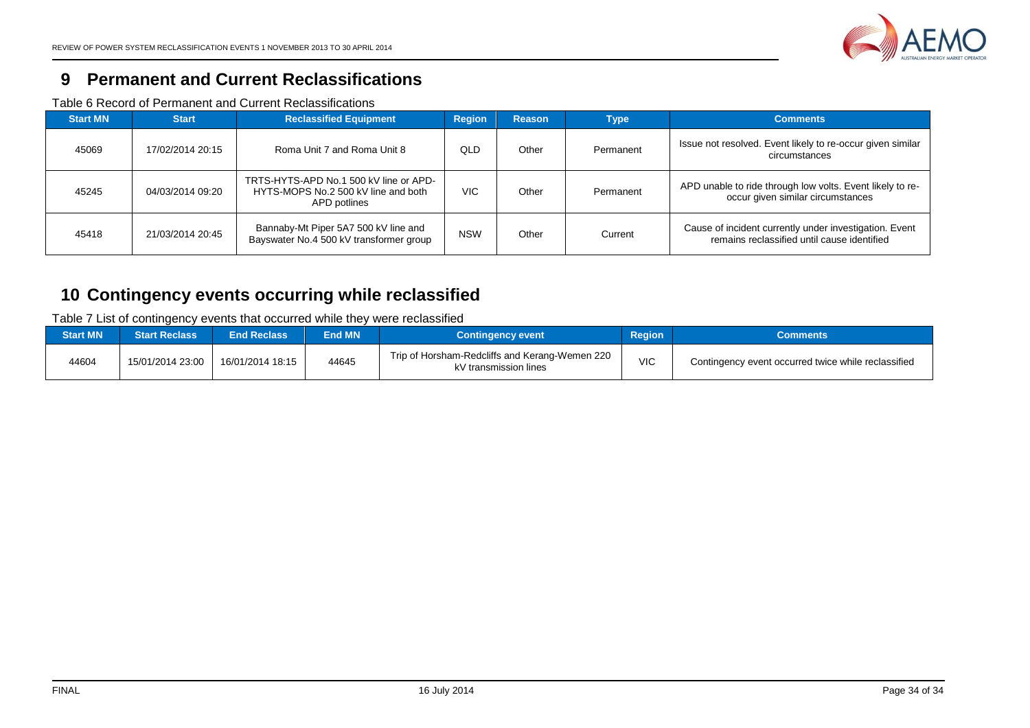# 9 Permanent and Current Reclassifications

Table 6 Record of Permanent and Current Reclassifications

| Start MN | Start | Reclassified Equipment | Region | Reason | Type | Comments |
|---|---|---|---|---|---|---|
| 45069 | 17/02/2014 20:15 | Roma Unit 7 and Roma Unit 8 | QLD | Other | Permanent | Issue not resolved. Event likely to re-occur given similar circumstances |
| 45245 | 04/03/2014 09:20 | TRTS-HYTS-APD No.1 500 kV line or APD-HYTS-MOPS No.2 500 kV line and both APD potlines | VIC | Other | Permanent | APD unable to ride through low volts. Event likely to re-occur given similar circumstances |
| 45418 | 21/03/2014 20:45 | Bannaby-Mt Piper 5A7 500 kV line and Bayswater No.4 500 kV transformer group | NSW | Other | Current | Cause of incident currently under investigation. Event remains reclassified until cause identified |

# 10 Contingency events occurring while reclassified

Table 7 List of contingency events that occurred while they were reclassified

| Start MN | Start Reclass | End Reclass | End MN | Contingency event | Region | Comments |
|---|---|---|---|---|---|---|
| 44604 | 15/01/2014 23:00 | 16/01/2014 18:15 | 44645 | Trip of Horsham-Redcliffs and Kerang-Wemen 220 kV transmission lines | VIC | Contingency event occurred twice while reclassified |